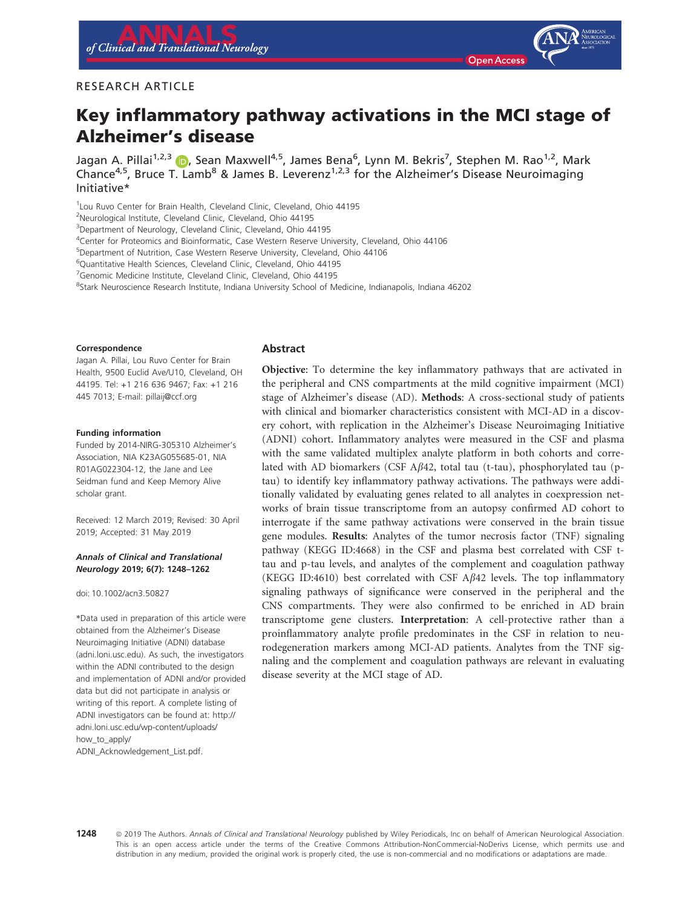RESEARCH ARTICLE

# Key inflammatory pathway activations in the MCI stage of Alzheimer's disease

Jagan A. Pillai[1,2,3], Sean Maxwell[4,5], James Bena[6], Lynn M. Bekris[7], Stephen M. Rao[1,2], Mark Chance[4,5], Bruce T. Lamb[8] & James B. Leverenz[1,2,3] for the Alzheimer's Disease Neuroimaging Initiative*

[1]Lou Ruvo Center for Brain Health, Cleveland Clinic, Cleveland, Ohio 44195
[2]Neurological Institute, Cleveland Clinic, Cleveland, Ohio 44195
[3]Department of Neurology, Cleveland Clinic, Cleveland, Ohio 44195
[4]Center for Proteomics and Bioinformatic, Case Western Reserve University, Cleveland, Ohio 44106
[5]Department of Nutrition, Case Western Reserve University, Cleveland, Ohio 44106
[6]Quantitative Health Sciences, Cleveland Clinic, Cleveland, Ohio 44195
[7]Genomic Medicine Institute, Cleveland Clinic, Cleveland, Ohio 44195
[8]Stark Neuroscience Research Institute, Indiana University School of Medicine, Indianapolis, Indiana 46202

#### Correspondence

Jagan A. Pillai, Lou Ruvo Center for Brain Health, 9500 Euclid Ave/U10, Cleveland, OH 44195. Tel: +1 216 636 9467; Fax: +1 216 445 7013; E-mail: pillaij@ccf.org

#### Funding information

Funded by 2014-NIRG-305310 Alzheimer's Association, NIA K23AG055685-01, NIA R01AG022304-12, the Jane and Lee Seidman fund and Keep Memory Alive scholar grant.

Received: 12 March 2019; Revised: 30 April 2019; Accepted: 31 May 2019

***Annals of Clinical and Translational Neurology* 2019; 6(7): 1248–1262**

doi: 10.1002/acn3.50827

*Data used in preparation of this article were obtained from the Alzheimer's Disease Neuroimaging Initiative (ADNI) database (adni.loni.usc.edu). As such, the investigators within the ADNI contributed to the design and implementation of ADNI and/or provided data but did not participate in analysis or writing of this report. A complete listing of ADNI investigators can be found at: http://adni.loni.usc.edu/wp-content/uploads/how_to_apply/ADNI_Acknowledgement_List.pdf.

## Abstract

**Objective**: To determine the key inflammatory pathways that are activated in the peripheral and CNS compartments at the mild cognitive impairment (MCI) stage of Alzheimer's disease (AD). **Methods**: A cross-sectional study of patients with clinical and biomarker characteristics consistent with MCI-AD in a discovery cohort, with replication in the Alzheimer's Disease Neuroimaging Initiative (ADNI) cohort. Inflammatory analytes were measured in the CSF and plasma with the same validated multiplex analyte platform in both cohorts and correlated with AD biomarkers (CSF A$\beta$42, total tau (t-tau), phosphorylated tau (p-tau)) to identify key inflammatory pathway activations. The pathways were additionally validated by evaluating genes related to all analytes in coexpression networks of brain tissue transcriptome from an autopsy confirmed AD cohort to interrogate if the same pathway activations were conserved in the brain tissue gene modules. **Results**: Analytes of the tumor necrosis factor (TNF) signaling pathway (KEGG ID:4668) in the CSF and plasma best correlated with CSF t-tau and p-tau levels, and analytes of the complement and coagulation pathway (KEGG ID:4610) best correlated with CSF A$\beta$42 levels. The top inflammatory signaling pathways of significance were conserved in the peripheral and the CNS compartments. They were also confirmed to be enriched in AD brain transcriptome gene clusters. **Interpretation**: A cell-protective rather than a proinflammatory analyte profile predominates in the CSF in relation to neurodegeneration markers among MCI-AD patients. Analytes from the TNF signaling and the complement and coagulation pathways are relevant in evaluating disease severity at the MCI stage of AD.

© 2019 The Authors. *Annals of Clinical and Translational Neurology* published by Wiley Periodicals, Inc on behalf of American Neurological Association. This is an open access article under the terms of the Creative Commons Attribution-NonCommercial-NoDerivs License, which permits use and distribution in any medium, provided the original work is properly cited, the use is non-commercial and no modifications or adaptations are made.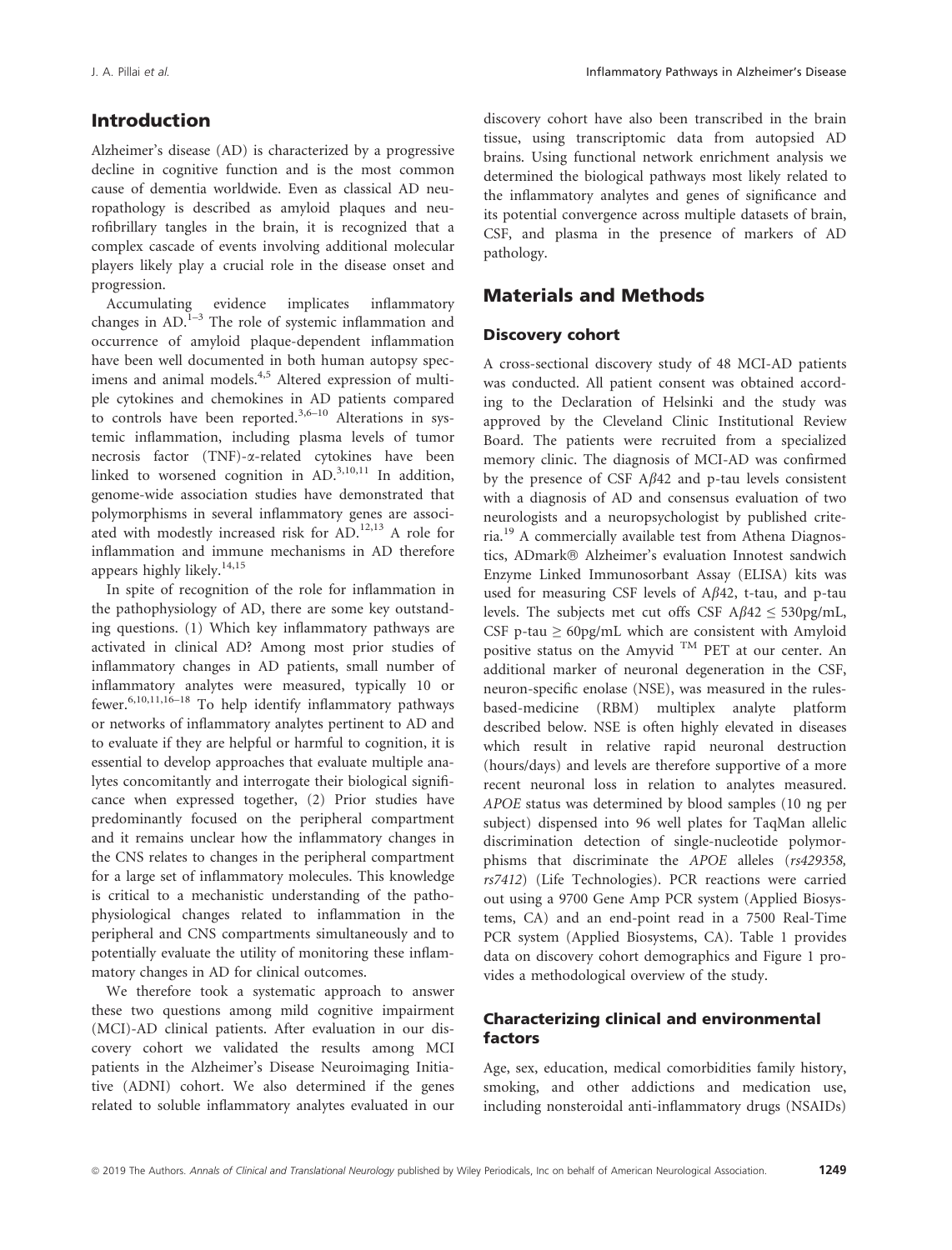## Introduction

Alzheimer's disease (AD) is characterized by a progressive decline in cognitive function and is the most common cause of dementia worldwide. Even as classical AD neuropathology is described as amyloid plaques and neurofibrillary tangles in the brain, it is recognized that a complex cascade of events involving additional molecular players likely play a crucial role in the disease onset and progression.

Accumulating evidence implicates inflammatory changes in AD.[1–3] The role of systemic inflammation and occurrence of amyloid plaque-dependent inflammation have been well documented in both human autopsy specimens and animal models.[4,5] Altered expression of multiple cytokines and chemokines in AD patients compared to controls have been reported.[3,6–10] Alterations in systemic inflammation, including plasma levels of tumor necrosis factor (TNF)-$\alpha$-related cytokines have been linked to worsened cognition in AD.[3,10,11] In addition, genome-wide association studies have demonstrated that polymorphisms in several inflammatory genes are associated with modestly increased risk for AD.[12,13] A role for inflammation and immune mechanisms in AD therefore appears highly likely.[14,15]

In spite of recognition of the role for inflammation in the pathophysiology of AD, there are some key outstanding questions. (1) Which key inflammatory pathways are activated in clinical AD? Among most prior studies of inflammatory changes in AD patients, small number of inflammatory analytes were measured, typically 10 or fewer.[6,10,11,16–18] To help identify inflammatory pathways or networks of inflammatory analytes pertinent to AD and to evaluate if they are helpful or harmful to cognition, it is essential to develop approaches that evaluate multiple analytes concomitantly and interrogate their biological significance when expressed together, (2) Prior studies have predominantly focused on the peripheral compartment and it remains unclear how the inflammatory changes in the CNS relates to changes in the peripheral compartment for a large set of inflammatory molecules. This knowledge is critical to a mechanistic understanding of the pathophysiological changes related to inflammation in the peripheral and CNS compartments simultaneously and to potentially evaluate the utility of monitoring these inflammatory changes in AD for clinical outcomes.

We therefore took a systematic approach to answer these two questions among mild cognitive impairment (MCI)-AD clinical patients. After evaluation in our discovery cohort we validated the results among MCI patients in the Alzheimer's Disease Neuroimaging Initiative (ADNI) cohort. We also determined if the genes related to soluble inflammatory analytes evaluated in our discovery cohort have also been transcribed in the brain tissue, using transcriptomic data from autopsied AD brains. Using functional network enrichment analysis we determined the biological pathways most likely related to the inflammatory analytes and genes of significance and its potential convergence across multiple datasets of brain, CSF, and plasma in the presence of markers of AD pathology.

## Materials and Methods

### Discovery cohort

A cross-sectional discovery study of 48 MCI-AD patients was conducted. All patient consent was obtained according to the Declaration of Helsinki and the study was approved by the Cleveland Clinic Institutional Review Board. The patients were recruited from a specialized memory clinic. The diagnosis of MCI-AD was confirmed by the presence of CSF A$\beta$42 and p-tau levels consistent with a diagnosis of AD and consensus evaluation of two neurologists and a neuropsychologist by published criteria.[19] A commercially available test from Athena Diagnostics, ADmark® Alzheimer's evaluation Innotest sandwich Enzyme Linked Immunosorbant Assay (ELISA) kits was used for measuring CSF levels of A$\beta$42, t-tau, and p-tau levels. The subjects met cut offs CSF A$\beta$42 $\leq$ 530pg/mL, CSF p-tau $\geq$ 60pg/mL which are consistent with Amyloid positive status on the Amyvid ™ PET at our center. An additional marker of neuronal degeneration in the CSF, neuron-specific enolase (NSE), was measured in the rules-based-medicine (RBM) multiplex analyte platform described below. NSE is often highly elevated in diseases which result in relative rapid neuronal destruction (hours/days) and levels are therefore supportive of a more recent neuronal loss in relation to analytes measured. *APOE* status was determined by blood samples (10 ng per subject) dispensed into 96 well plates for TaqMan allelic discrimination detection of single-nucleotide polymorphisms that discriminate the *APOE* alleles (*rs429358, rs7412*) (Life Technologies). PCR reactions were carried out using a 9700 Gene Amp PCR system (Applied Biosystems, CA) and an end-point read in a 7500 Real-Time PCR system (Applied Biosystems, CA). Table 1 provides data on discovery cohort demographics and Figure 1 provides a methodological overview of the study.

### Characterizing clinical and environmental factors

Age, sex, education, medical comorbidities family history, smoking, and other addictions and medication use, including nonsteroidal anti-inflammatory drugs (NSAIDs)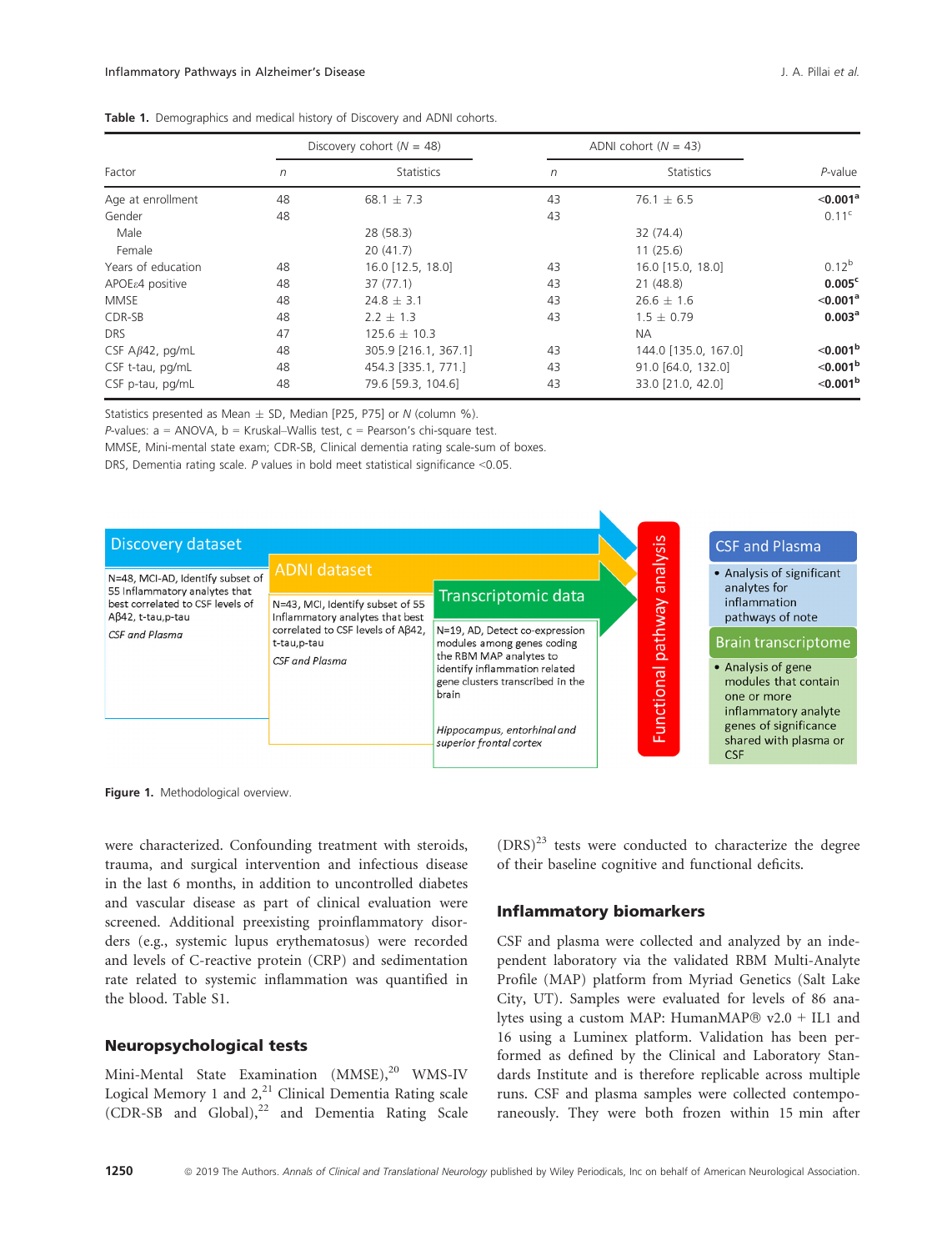**Table 1.** Demographics and medical history of Discovery and ADNI cohorts.

| Factor | Discovery cohort ($N$ = 48) | | ADNI cohort ($N$ = 43) | | $P$-value |
|---|---|---|---|---|---|
| | $n$ | Statistics | $n$ | Statistics | |
| Age at enrollment | 48 | 68.1 ± 7.3 | 43 | 76.1 ± 6.5 | **<0.001**[a] |
| Gender | 48 | | 43 | | 0.11[c] |
| Male | | 28 (58.3) | | 32 (74.4) | |
| Female | | 20 (41.7) | | 11 (25.6) | |
| Years of education | 48 | 16.0 [12.5, 18.0] | 43 | 16.0 [15.0, 18.0] | 0.12[b] |
| APOEε4 positive | 48 | 37 (77.1) | 43 | 21 (48.8) | **0.005**[c] |
| MMSE | 48 | 24.8 ± 3.1 | 43 | 26.6 ± 1.6 | **<0.001**[a] |
| CDR-SB | 48 | 2.2 ± 1.3 | 43 | 1.5 ± 0.79 | **0.003**[a] |
| DRS | 47 | 125.6 ± 10.3 | | NA | |
| CSF Aβ42, pg/mL | 48 | 305.9 [216.1, 367.1] | 43 | 144.0 [135.0, 167.0] | **<0.001**[b] |
| CSF t-tau, pg/mL | 48 | 454.3 [335.1, 771.] | 43 | 91.0 [64.0, 132.0] | **<0.001**[b] |
| CSF p-tau, pg/mL | 48 | 79.6 [59.3, 104.6] | 43 | 33.0 [21.0, 42.0] | **<0.001**[b] |

Statistics presented as Mean ± SD, Median [P25, P75] or $N$ (column %).
$P$-values: a = ANOVA, b = Kruskal–Wallis test, c = Pearson's chi-square test.
MMSE, Mini-mental state exam; CDR-SB, Clinical dementia rating scale-sum of boxes.
DRS, Dementia rating scale. $P$ values in bold meet statistical significance <0.05.

**Discovery dataset:** N=48, MCI-AD, Identify subset of 55 Inflammatory analytes that best correlated to CSF levels of Aβ42, t-tau,p-tau. *CSF and Plasma*

**ADNI dataset:** N=43, MCI, Identify subset of 55 Inflammatory analytes that best correlated to CSF levels of Aβ42, t-tau,p-tau. *CSF and Plasma*

**Transcriptomic data:** N=19, AD, Detect co-expression modules among genes coding the RBM MAP analytes to identify inflammation related gene clusters transcribed in the brain. *Hippocampus, entorhinal and superior frontal cortex*

**Functional pathway analysis**

**CSF and Plasma**
- Analysis of significant analytes for inflammation pathways of note

**Brain transcriptome**
- Analysis of gene modules that contain one or more inflammatory analyte genes of significance shared with plasma or CSF

**Figure 1.** Methodological overview.

were characterized. Confounding treatment with steroids, trauma, and surgical intervention and infectious disease in the last 6 months, in addition to uncontrolled diabetes and vascular disease as part of clinical evaluation were screened. Additional preexisting proinflammatory disorders (e.g., systemic lupus erythematosus) were recorded and levels of C-reactive protein (CRP) and sedimentation rate related to systemic inflammation was quantified in the blood. Table S1.

## Neuropsychological tests

Mini-Mental State Examination (MMSE),[20] WMS-IV Logical Memory 1 and 2,[21] Clinical Dementia Rating scale (CDR-SB and Global),[22] and Dementia Rating Scale (DRS)[23] tests were conducted to characterize the degree of their baseline cognitive and functional deficits.

## Inflammatory biomarkers

CSF and plasma were collected and analyzed by an independent laboratory via the validated RBM Multi-Analyte Profile (MAP) platform from Myriad Genetics (Salt Lake City, UT). Samples were evaluated for levels of 86 analytes using a custom MAP: HumanMAP® v2.0 + IL1 and 16 using a Luminex platform. Validation has been performed as defined by the Clinical and Laboratory Standards Institute and is therefore replicable across multiple runs. CSF and plasma samples were collected contemporaneously. They were both frozen within 15 min after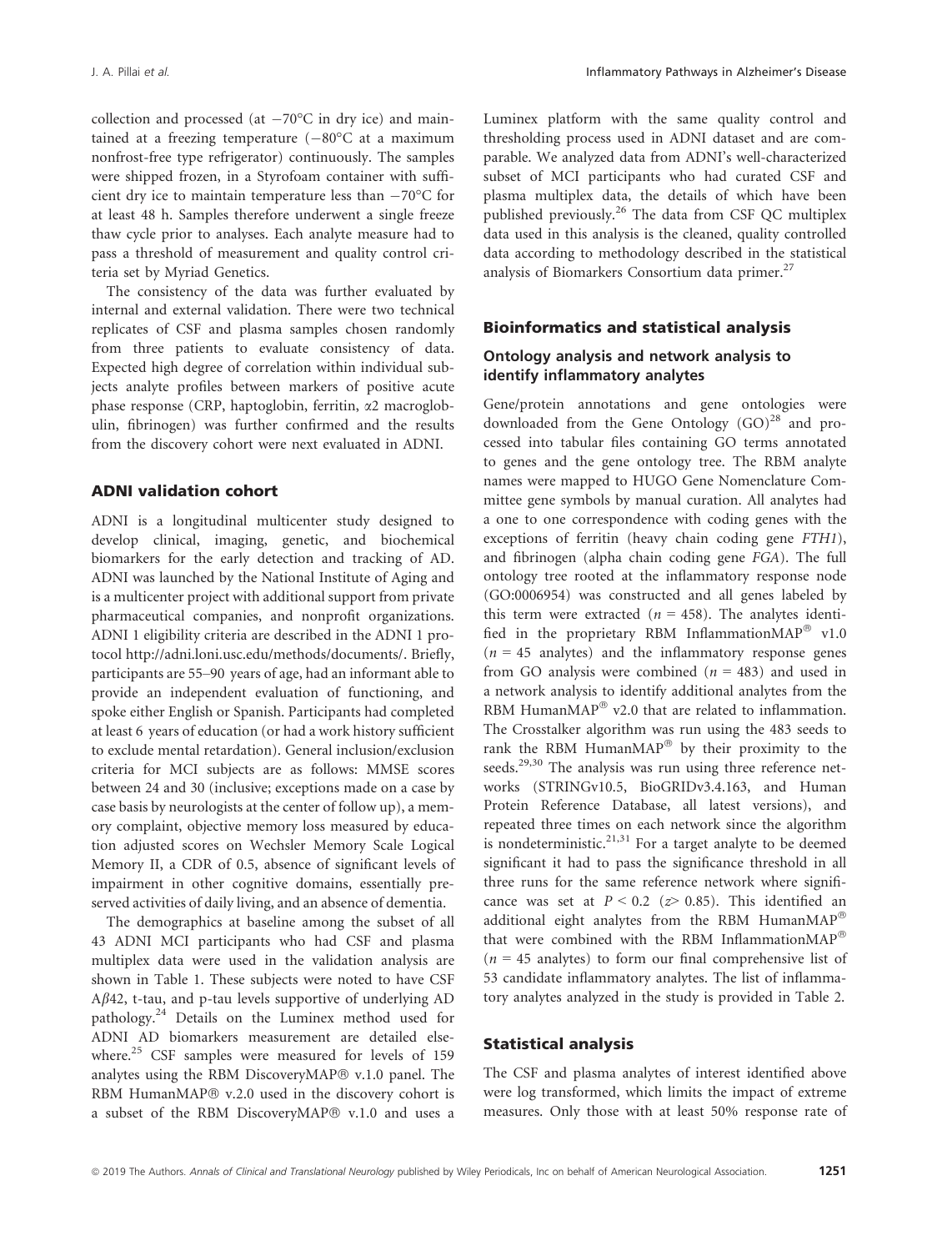collection and processed (at −70°C in dry ice) and maintained at a freezing temperature (−80°C at a maximum nonfrost-free type refrigerator) continuously. The samples were shipped frozen, in a Styrofoam container with sufficient dry ice to maintain temperature less than −70°C for at least 48 h. Samples therefore underwent a single freeze thaw cycle prior to analyses. Each analyte measure had to pass a threshold of measurement and quality control criteria set by Myriad Genetics.

The consistency of the data was further evaluated by internal and external validation. There were two technical replicates of CSF and plasma samples chosen randomly from three patients to evaluate consistency of data. Expected high degree of correlation within individual subjects analyte profiles between markers of positive acute phase response (CRP, haptoglobin, ferritin, α2 macroglobulin, fibrinogen) was further confirmed and the results from the discovery cohort were next evaluated in ADNI.

### ADNI validation cohort

ADNI is a longitudinal multicenter study designed to develop clinical, imaging, genetic, and biochemical biomarkers for the early detection and tracking of AD. ADNI was launched by the National Institute of Aging and is a multicenter project with additional support from private pharmaceutical companies, and nonprofit organizations. ADNI 1 eligibility criteria are described in the ADNI 1 protocol http://adni.loni.usc.edu/methods/documents/. Briefly, participants are 55–90 years of age, had an informant able to provide an independent evaluation of functioning, and spoke either English or Spanish. Participants had completed at least 6 years of education (or had a work history sufficient to exclude mental retardation). General inclusion/exclusion criteria for MCI subjects are as follows: MMSE scores between 24 and 30 (inclusive; exceptions made on a case by case basis by neurologists at the center of follow up), a memory complaint, objective memory loss measured by education adjusted scores on Wechsler Memory Scale Logical Memory II, a CDR of 0.5, absence of significant levels of impairment in other cognitive domains, essentially preserved activities of daily living, and an absence of dementia.

The demographics at baseline among the subset of all 43 ADNI MCI participants who had CSF and plasma multiplex data were used in the validation analysis are shown in Table 1. These subjects were noted to have CSF A$\beta$42, t-tau, and p-tau levels supportive of underlying AD pathology.[24] Details on the Luminex method used for ADNI AD biomarkers measurement are detailed elsewhere.[25] CSF samples were measured for levels of 159 analytes using the RBM DiscoveryMAP® v.1.0 panel. The RBM HumanMAP® v.2.0 used in the discovery cohort is a subset of the RBM DiscoveryMAP® v.1.0 and uses a Luminex platform with the same quality control and thresholding process used in ADNI dataset and are comparable. We analyzed data from ADNI's well-characterized subset of MCI participants who had curated CSF and plasma multiplex data, the details of which have been published previously.[26] The data from CSF QC multiplex data used in this analysis is the cleaned, quality controlled data according to methodology described in the statistical analysis of Biomarkers Consortium data primer.[27]

## Bioinformatics and statistical analysis

### Ontology analysis and network analysis to identify inflammatory analytes

Gene/protein annotations and gene ontologies were downloaded from the Gene Ontology (GO)[28] and processed into tabular files containing GO terms annotated to genes and the gene ontology tree. The RBM analyte names were mapped to HUGO Gene Nomenclature Committee gene symbols by manual curation. All analytes had a one to one correspondence with coding genes with the exceptions of ferritin (heavy chain coding gene *FTH1*), and fibrinogen (alpha chain coding gene *FGA*). The full ontology tree rooted at the inflammatory response node (GO:0006954) was constructed and all genes labeled by this term were extracted ($n = 458$). The analytes identified in the proprietary RBM InflammationMAP® v1.0 ($n = 45$ analytes) and the inflammatory response genes from GO analysis were combined ($n = 483$) and used in a network analysis to identify additional analytes from the RBM HumanMAP® v2.0 that are related to inflammation. The Crosstalker algorithm was run using the 483 seeds to rank the RBM HumanMAP® by their proximity to the seeds.[29,30] The analysis was run using three reference networks (STRINGv10.5, BioGRIDv3.4.163, and Human Protein Reference Database, all latest versions), and repeated three times on each network since the algorithm is nondeterministic.[21,31] For a target analyte to be deemed significant it had to pass the significance threshold in all three runs for the same reference network where significance was set at $P < 0.2$ ($z > 0.85$). This identified an additional eight analytes from the RBM HumanMAP® that were combined with the RBM InflammationMAP® ($n = 45$ analytes) to form our final comprehensive list of 53 candidate inflammatory analytes. The list of inflammatory analytes analyzed in the study is provided in Table 2.

### Statistical analysis

The CSF and plasma analytes of interest identified above were log transformed, which limits the impact of extreme measures. Only those with at least 50% response rate of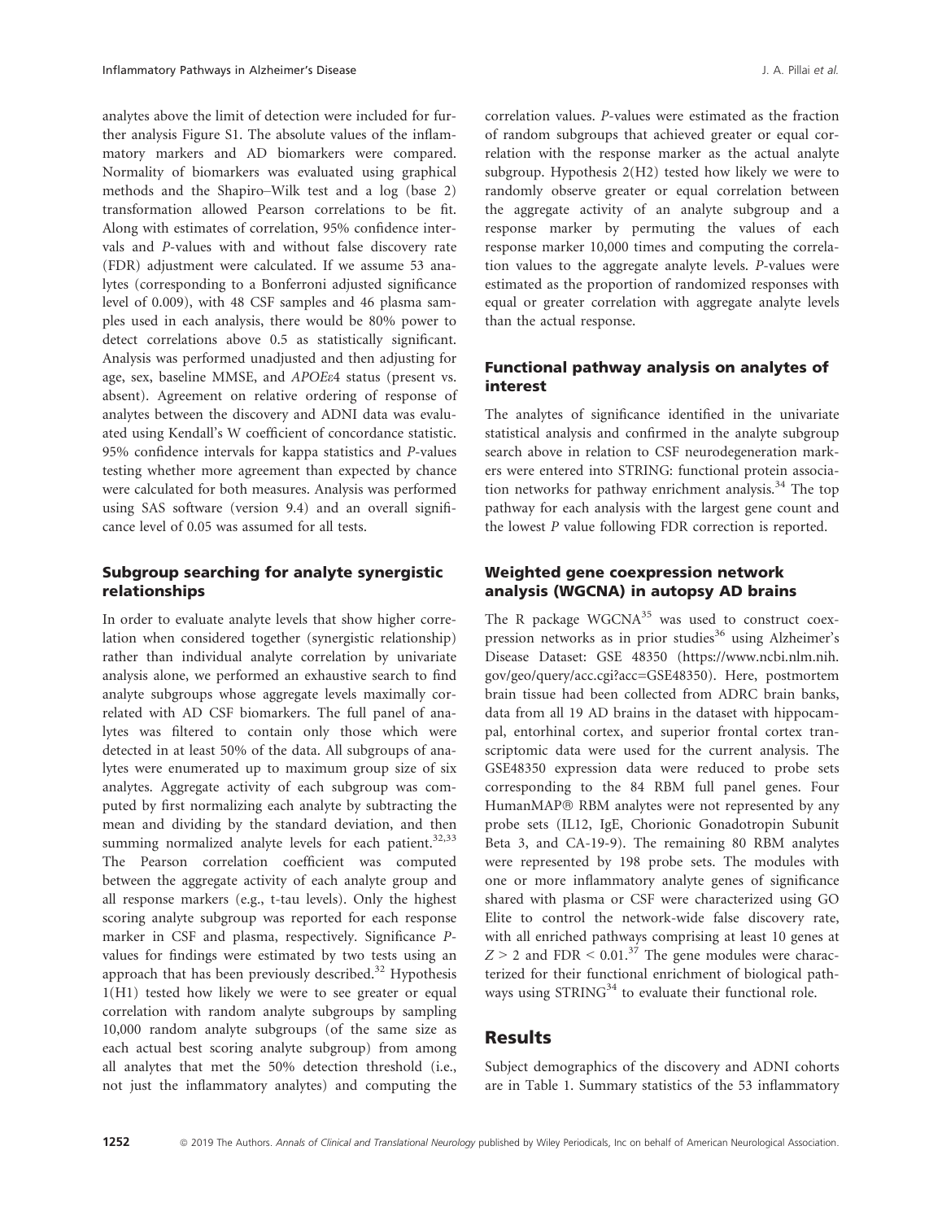analytes above the limit of detection were included for further analysis Figure S1. The absolute values of the inflammatory markers and AD biomarkers were compared. Normality of biomarkers was evaluated using graphical methods and the Shapiro–Wilk test and a log (base 2) transformation allowed Pearson correlations to be fit. Along with estimates of correlation, 95% confidence intervals and P-values with and without false discovery rate (FDR) adjustment were calculated. If we assume 53 analytes (corresponding to a Bonferroni adjusted significance level of 0.009), with 48 CSF samples and 46 plasma samples used in each analysis, there would be 80% power to detect correlations above 0.5 as statistically significant. Analysis was performed unadjusted and then adjusting for age, sex, baseline MMSE, and *APOEε4* status (present vs. absent). Agreement on relative ordering of response of analytes between the discovery and ADNI data was evaluated using Kendall's W coefficient of concordance statistic. 95% confidence intervals for kappa statistics and P-values testing whether more agreement than expected by chance were calculated for both measures. Analysis was performed using SAS software (version 9.4) and an overall significance level of 0.05 was assumed for all tests.

### Subgroup searching for analyte synergistic relationships

In order to evaluate analyte levels that show higher correlation when considered together (synergistic relationship) rather than individual analyte correlation by univariate analysis alone, we performed an exhaustive search to find analyte subgroups whose aggregate levels maximally correlated with AD CSF biomarkers. The full panel of analytes was filtered to contain only those which were detected in at least 50% of the data. All subgroups of analytes were enumerated up to maximum group size of six analytes. Aggregate activity of each subgroup was computed by first normalizing each analyte by subtracting the mean and dividing by the standard deviation, and then summing normalized analyte levels for each patient.[32,33] The Pearson correlation coefficient was computed between the aggregate activity of each analyte group and all response markers (e.g., t-tau levels). Only the highest scoring analyte subgroup was reported for each response marker in CSF and plasma, respectively. Significance P-values for findings were estimated by two tests using an approach that has been previously described.[32] Hypothesis 1(H1) tested how likely we were to see greater or equal correlation with random analyte subgroups by sampling 10,000 random analyte subgroups (of the same size as each actual best scoring analyte subgroup) from among all analytes that met the 50% detection threshold (i.e., not just the inflammatory analytes) and computing the correlation values. P-values were estimated as the fraction of random subgroups that achieved greater or equal correlation with the response marker as the actual analyte subgroup. Hypothesis 2(H2) tested how likely we were to randomly observe greater or equal correlation between the aggregate activity of an analyte subgroup and a response marker by permuting the values of each response marker 10,000 times and computing the correlation values to the aggregate analyte levels. P-values were estimated as the proportion of randomized responses with equal or greater correlation with aggregate analyte levels than the actual response.

### Functional pathway analysis on analytes of interest

The analytes of significance identified in the univariate statistical analysis and confirmed in the analyte subgroup search above in relation to CSF neurodegeneration markers were entered into STRING: functional protein association networks for pathway enrichment analysis.[34] The top pathway for each analysis with the largest gene count and the lowest P value following FDR correction is reported.

### Weighted gene coexpression network analysis (WGCNA) in autopsy AD brains

The R package WGCNA[35] was used to construct coexpression networks as in prior studies[36] using Alzheimer's Disease Dataset: GSE 48350 (https://www.ncbi.nlm.nih.gov/geo/query/acc.cgi?acc=GSE48350). Here, postmortem brain tissue had been collected from ADRC brain banks, data from all 19 AD brains in the dataset with hippocampal, entorhinal cortex, and superior frontal cortex transcriptomic data were used for the current analysis. The GSE48350 expression data were reduced to probe sets corresponding to the 84 RBM full panel genes. Four HumanMAP® RBM analytes were not represented by any probe sets (IL12, IgE, Chorionic Gonadotropin Subunit Beta 3, and CA-19-9). The remaining 80 RBM analytes were represented by 198 probe sets. The modules with one or more inflammatory analyte genes of significance shared with plasma or CSF were characterized using GO Elite to control the network-wide false discovery rate, with all enriched pathways comprising at least 10 genes at $Z > 2$ and FDR $< 0.01$.[37] The gene modules were characterized for their functional enrichment of biological pathways using STRING[34] to evaluate their functional role.

## Results

Subject demographics of the discovery and ADNI cohorts are in Table 1. Summary statistics of the 53 inflammatory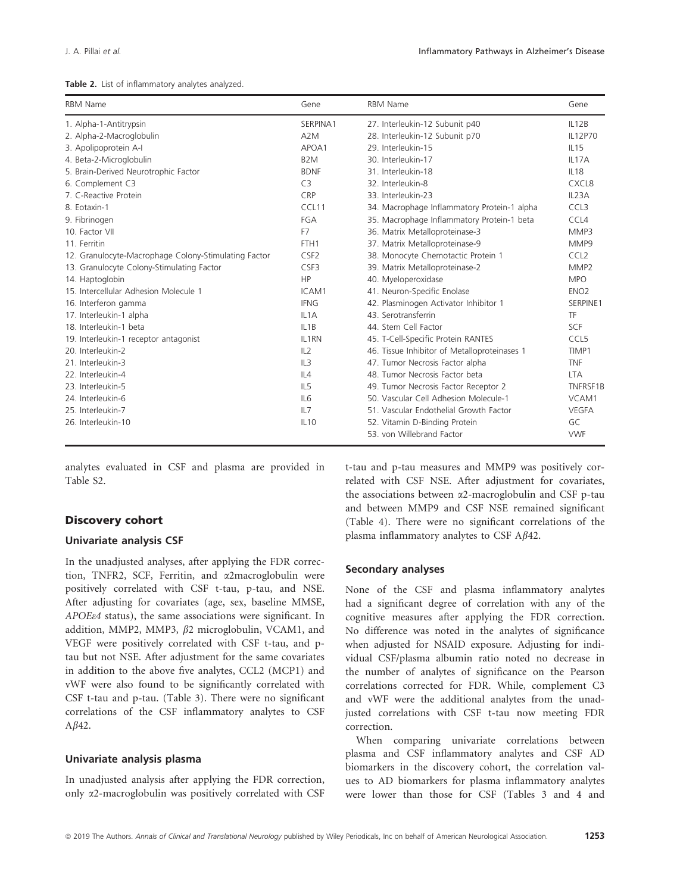**Table 2.** List of inflammatory analytes analyzed.

| RBM Name | Gene | RBM Name | Gene |
|---|---|---|---|
| 1. Alpha-1-Antitrypsin | SERPINA1 | 27. Interleukin-12 Subunit p40 | IL12B |
| 2. Alpha-2-Macroglobulin | A2M | 28. Interleukin-12 Subunit p70 | IL12P70 |
| 3. Apolipoprotein A-I | APOA1 | 29. Interleukin-15 | IL15 |
| 4. Beta-2-Microglobulin | B2M | 30. Interleukin-17 | IL17A |
| 5. Brain-Derived Neurotrophic Factor | BDNF | 31. Interleukin-18 | IL18 |
| 6. Complement C3 | C3 | 32. Interleukin-8 | CXCL8 |
| 7. C-Reactive Protein | CRP | 33. Interleukin-23 | IL23A |
| 8. Eotaxin-1 | CCL11 | 34. Macrophage Inflammatory Protein-1 alpha | CCL3 |
| 9. Fibrinogen | FGA | 35. Macrophage Inflammatory Protein-1 beta | CCL4 |
| 10. Factor VII | F7 | 36. Matrix Metalloproteinase-3 | MMP3 |
| 11. Ferritin | FTH1 | 37. Matrix Metalloproteinase-9 | MMP9 |
| 12. Granulocyte-Macrophage Colony-Stimulating Factor | CSF2 | 38. Monocyte Chemotactic Protein 1 | CCL2 |
| 13. Granulocyte Colony-Stimulating Factor | CSF3 | 39. Matrix Metalloproteinase-2 | MMP2 |
| 14. Haptoglobin | HP | 40. Myeloperoxidase | MPO |
| 15. Intercellular Adhesion Molecule 1 | ICAM1 | 41. Neuron-Specific Enolase | ENO2 |
| 16. Interferon gamma | IFNG | 42. Plasminogen Activator Inhibitor 1 | SERPINE1 |
| 17. Interleukin-1 alpha | IL1A | 43. Serotransferrin | TF |
| 18. Interleukin-1 beta | IL1B | 44. Stem Cell Factor | SCF |
| 19. Interleukin-1 receptor antagonist | IL1RN | 45. T-Cell-Specific Protein RANTES | CCL5 |
| 20. Interleukin-2 | IL2 | 46. Tissue Inhibitor of Metalloproteinases 1 | TIMP1 |
| 21. Interleukin-3 | IL3 | 47. Tumor Necrosis Factor alpha | TNF |
| 22. Interleukin-4 | IL4 | 48. Tumor Necrosis Factor beta | LTA |
| 23. Interleukin-5 | IL5 | 49. Tumor Necrosis Factor Receptor 2 | TNFRSF1B |
| 24. Interleukin-6 | IL6 | 50. Vascular Cell Adhesion Molecule-1 | VCAM1 |
| 25. Interleukin-7 | IL7 | 51. Vascular Endothelial Growth Factor | VEGFA |
| 26. Interleukin-10 | IL10 | 52. Vitamin D-Binding Protein | GC |
| | | 53. von Willebrand Factor | VWF |

analytes evaluated in CSF and plasma are provided in Table S2.

## Discovery cohort

### Univariate analysis CSF

In the unadjusted analyses, after applying the FDR correction, TNFR2, SCF, Ferritin, and α2macroglobulin were positively correlated with CSF t-tau, p-tau, and NSE. After adjusting for covariates (age, sex, baseline MMSE, *APOEε4* status), the same associations were significant. In addition, MMP2, MMP3, β2 microglobulin, VCAM1, and VEGF were positively correlated with CSF t-tau, and p-tau but not NSE. After adjustment for the same covariates in addition to the above five analytes, CCL2 (MCP1) and vWF were also found to be significantly correlated with CSF t-tau and p-tau. (Table 3). There were no significant correlations of the CSF inflammatory analytes to CSF Aβ42.

### Univariate analysis plasma

In unadjusted analysis after applying the FDR correction, only α2-macroglobulin was positively correlated with CSF t-tau and p-tau measures and MMP9 was positively correlated with CSF NSE. After adjustment for covariates, the associations between α2-macroglobulin and CSF p-tau and between MMP9 and CSF NSE remained significant (Table 4). There were no significant correlations of the plasma inflammatory analytes to CSF Aβ42.

### Secondary analyses

None of the CSF and plasma inflammatory analytes had a significant degree of correlation with any of the cognitive measures after applying the FDR correction. No difference was noted in the analytes of significance when adjusted for NSAID exposure. Adjusting for individual CSF/plasma albumin ratio noted no decrease in the number of analytes of significance on the Pearson correlations corrected for FDR. While, complement C3 and vWF were the additional analytes from the unadjusted correlations with CSF t-tau now meeting FDR correction.

When comparing univariate correlations between plasma and CSF inflammatory analytes and CSF AD biomarkers in the discovery cohort, the correlation values to AD biomarkers for plasma inflammatory analytes were lower than those for CSF (Tables 3 and 4 and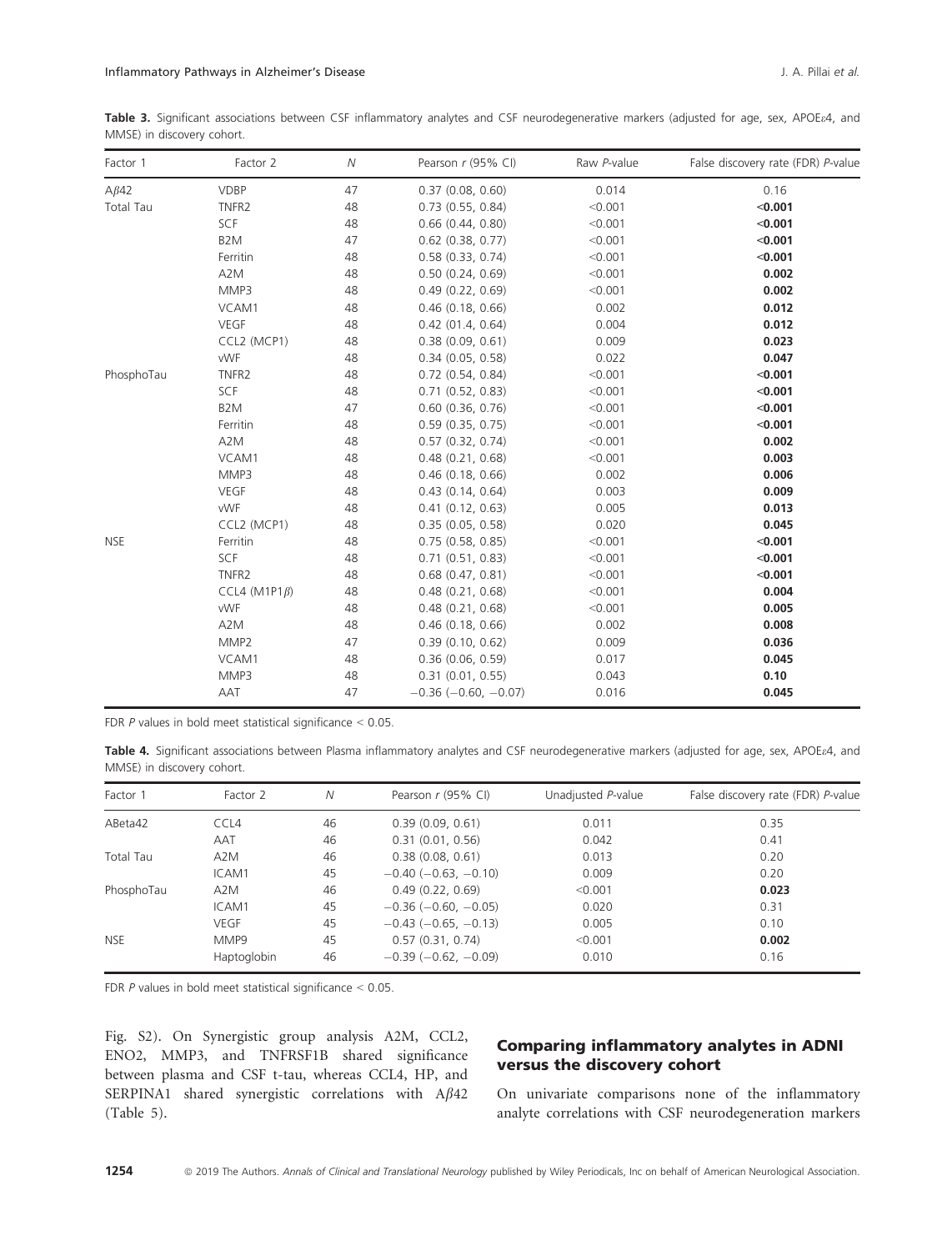**Table 3.** Significant associations between CSF inflammatory analytes and CSF neurodegenerative markers (adjusted for age, sex, APOE$\varepsilon$4, and MMSE) in discovery cohort.

| Factor 1 | Factor 2 | $N$ | Pearson $r$ (95% CI) | Raw $P$-value | False discovery rate (FDR) $P$-value |
|---|---|---|---|---|---|
| A$\beta$42 | VDBP | 47 | 0.37 (0.08, 0.60) | 0.014 | 0.16 |
| Total Tau | TNFR2 | 48 | 0.73 (0.55, 0.84) | <0.001 | **<0.001** |
| | SCF | 48 | 0.66 (0.44, 0.80) | <0.001 | **<0.001** |
| | B2M | 47 | 0.62 (0.38, 0.77) | <0.001 | **<0.001** |
| | Ferritin | 48 | 0.58 (0.33, 0.74) | <0.001 | **<0.001** |
| | A2M | 48 | 0.50 (0.24, 0.69) | <0.001 | **0.002** |
| | MMP3 | 48 | 0.49 (0.22, 0.69) | <0.001 | **0.002** |
| | VCAM1 | 48 | 0.46 (0.18, 0.66) | 0.002 | **0.012** |
| | VEGF | 48 | 0.42 (01.4, 0.64) | 0.004 | **0.012** |
| | CCL2 (MCP1) | 48 | 0.38 (0.09, 0.61) | 0.009 | **0.023** |
| | vWF | 48 | 0.34 (0.05, 0.58) | 0.022 | **0.047** |
| PhosphoTau | TNFR2 | 48 | 0.72 (0.54, 0.84) | <0.001 | **<0.001** |
| | SCF | 48 | 0.71 (0.52, 0.83) | <0.001 | **<0.001** |
| | B2M | 47 | 0.60 (0.36, 0.76) | <0.001 | **<0.001** |
| | Ferritin | 48 | 0.59 (0.35, 0.75) | <0.001 | **<0.001** |
| | A2M | 48 | 0.57 (0.32, 0.74) | <0.001 | **0.002** |
| | VCAM1 | 48 | 0.48 (0.21, 0.68) | <0.001 | **0.003** |
| | MMP3 | 48 | 0.46 (0.18, 0.66) | 0.002 | **0.006** |
| | VEGF | 48 | 0.43 (0.14, 0.64) | 0.003 | **0.009** |
| | vWF | 48 | 0.41 (0.12, 0.63) | 0.005 | **0.013** |
| | CCL2 (MCP1) | 48 | 0.35 (0.05, 0.58) | 0.020 | **0.045** |
| NSE | Ferritin | 48 | 0.75 (0.58, 0.85) | <0.001 | **<0.001** |
| | SCF | 48 | 0.71 (0.51, 0.83) | <0.001 | **<0.001** |
| | TNFR2 | 48 | 0.68 (0.47, 0.81) | <0.001 | **<0.001** |
| | CCL4 (M1P1$\beta$) | 48 | 0.48 (0.21, 0.68) | <0.001 | **0.004** |
| | vWF | 48 | 0.48 (0.21, 0.68) | <0.001 | **0.005** |
| | A2M | 48 | 0.46 (0.18, 0.66) | 0.002 | **0.008** |
| | MMP2 | 47 | 0.39 (0.10, 0.62) | 0.009 | **0.036** |
| | VCAM1 | 48 | 0.36 (0.06, 0.59) | 0.017 | **0.045** |
| | MMP3 | 48 | 0.31 (0.01, 0.55) | 0.043 | **0.10** |
| | AAT | 47 | −0.36 (−0.60, −0.07) | 0.016 | **0.045** |

FDR $P$ values in bold meet statistical significance < 0.05.

**Table 4.** Significant associations between Plasma inflammatory analytes and CSF neurodegenerative markers (adjusted for age, sex, APOE$\varepsilon$4, and MMSE) in discovery cohort.

| Factor 1 | Factor 2 | $N$ | Pearson $r$ (95% CI) | Unadjusted $P$-value | False discovery rate (FDR) $P$-value |
|---|---|---|---|---|---|
| ABeta42 | CCL4 | 46 | 0.39 (0.09, 0.61) | 0.011 | 0.35 |
| | AAT | 46 | 0.31 (0.01, 0.56) | 0.042 | 0.41 |
| Total Tau | A2M | 46 | 0.38 (0.08, 0.61) | 0.013 | 0.20 |
| | ICAM1 | 45 | −0.40 (−0.63, −0.10) | 0.009 | 0.20 |
| PhosphoTau | A2M | 46 | 0.49 (0.22, 0.69) | <0.001 | **0.023** |
| | ICAM1 | 45 | −0.36 (−0.60, −0.05) | 0.020 | 0.31 |
| | VEGF | 45 | −0.43 (−0.65, −0.13) | 0.005 | 0.10 |
| NSE | MMP9 | 45 | 0.57 (0.31, 0.74) | <0.001 | **0.002** |
| | Haptoglobin | 46 | −0.39 (−0.62, −0.09) | 0.010 | 0.16 |

FDR $P$ values in bold meet statistical significance < 0.05.

Fig. S2). On Synergistic group analysis A2M, CCL2, ENO2, MMP3, and TNFRSF1B shared significance between plasma and CSF t-tau, whereas CCL4, HP, and SERPINA1 shared synergistic correlations with A$\beta$42 (Table 5).

## Comparing inflammatory analytes in ADNI versus the discovery cohort

On univariate comparisons none of the inflammatory analyte correlations with CSF neurodegeneration markers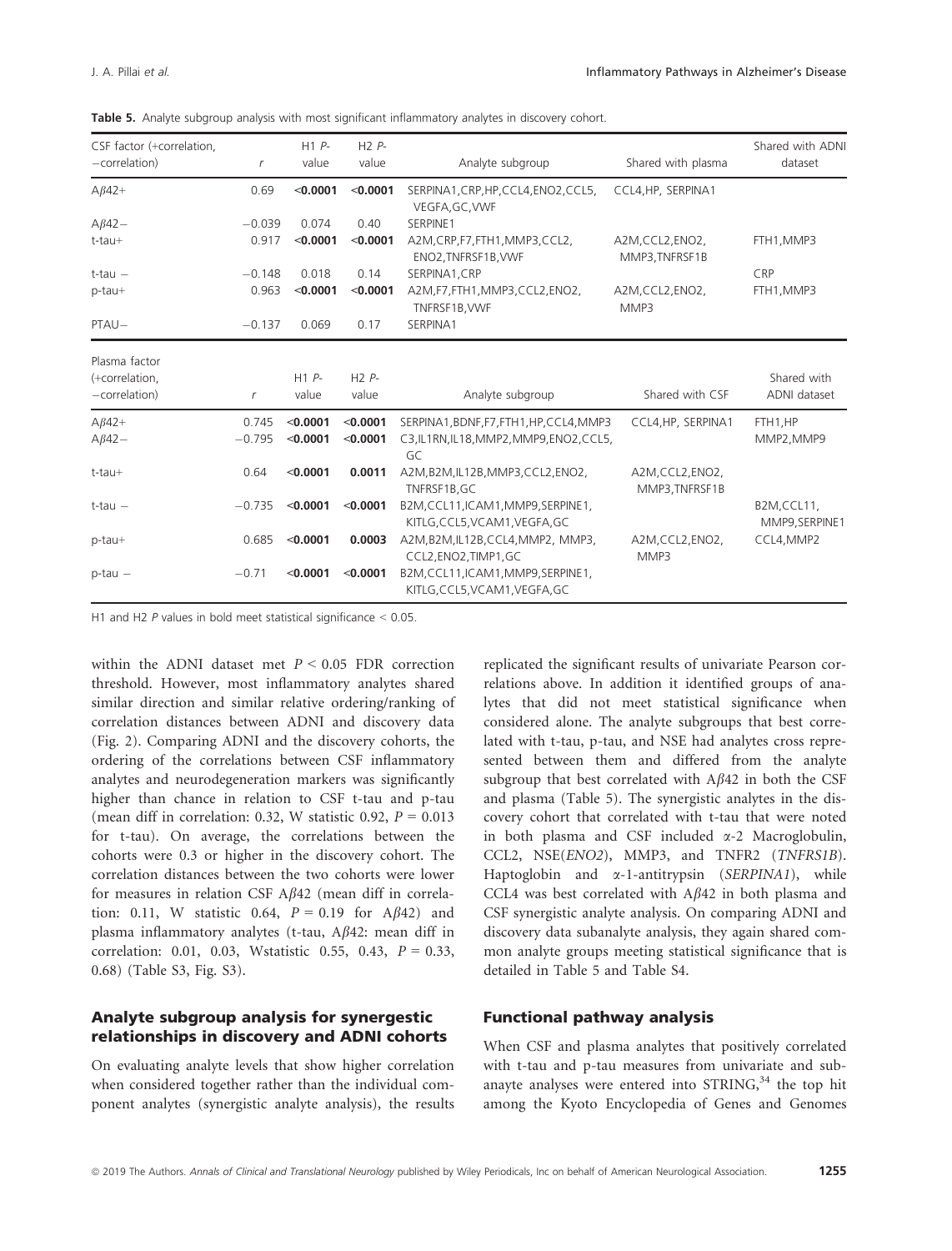**Table 5.** Analyte subgroup analysis with most significant inflammatory analytes in discovery cohort.

| CSF factor (+correlation, −correlation) | $r$ | H1 $P$-value | H2 $P$-value | Analyte subgroup | Shared with plasma | Shared with ADNI dataset |
|---|---|---|---|---|---|---|
| Aβ42+ | 0.69 | **<0.0001** | **<0.0001** | SERPINA1,CRP,HP,CCL4,ENO2,CCL5, VEGFA,GC,VWF | CCL4,HP, SERPINA1 | |
| Aβ42− | −0.039 | 0.074 | 0.40 | SERPINE1 | | |
| t-tau+ | 0.917 | **<0.0001** | **<0.0001** | A2M,CRP,F7,FTH1,MMP3,CCL2, ENO2,TNFRSF1B,VWF | A2M,CCL2,ENO2, MMP3,TNFRSF1B | FTH1,MMP3 |
| t-tau − | −0.148 | 0.018 | 0.14 | SERPINA1,CRP | | CRP |
| p-tau+ | 0.963 | **<0.0001** | **<0.0001** | A2M,F7,FTH1,MMP3,CCL2,ENO2, TNFRSF1B,VWF | A2M,CCL2,ENO2, MMP3 | FTH1,MMP3 |
| PTAU− | −0.137 | 0.069 | 0.17 | SERPINA1 | | |

| Plasma factor (+correlation, −correlation) | $r$ | H1 $P$-value | H2 $P$-value | Analyte subgroup | Shared with CSF | Shared with ADNI dataset |
|---|---|---|---|---|---|---|
| Aβ42+ | 0.745 | **<0.0001** | **<0.0001** | SERPINA1,BDNF,F7,FTH1,HP,CCL4,MMP3 | CCL4,HP, SERPINA1 | FTH1,HP |
| Aβ42− | −0.795 | **<0.0001** | **<0.0001** | C3,IL1RN,IL18,MMP2,MMP9,ENO2,CCL5, GC | | MMP2,MMP9 |
| t-tau+ | 0.64 | **<0.0001** | **0.0011** | A2M,B2M,IL12B,MMP3,CCL2,ENO2, TNFRSF1B,GC | A2M,CCL2,ENO2, MMP3,TNFRSF1B | |
| t-tau − | −0.735 | **<0.0001** | **<0.0001** | B2M,CCL11,ICAM1,MMP9,SERPINE1, KITLG,CCL5,VCAM1,VEGFA,GC | | B2M,CCL11, MMP9,SERPINE1 |
| p-tau+ | 0.685 | **<0.0001** | **0.0003** | A2M,B2M,IL12B,CCL4,MMP2, MMP3, CCL2,ENO2,TIMP1,GC | A2M,CCL2,ENO2, MMP3 | CCL4,MMP2 |
| p-tau − | −0.71 | **<0.0001** | **<0.0001** | B2M,CCL11,ICAM1,MMP9,SERPINE1, KITLG,CCL5,VCAM1,VEGFA,GC | | |

H1 and H2 $P$ values in bold meet statistical significance < 0.05.

within the ADNI dataset met $P < 0.05$ FDR correction threshold. However, most inflammatory analytes shared similar direction and similar relative ordering/ranking of correlation distances between ADNI and discovery data (Fig. 2). Comparing ADNI and the discovery cohorts, the ordering of the correlations between CSF inflammatory analytes and neurodegeneration markers was significantly higher than chance in relation to CSF t-tau and p-tau (mean diff in correlation: 0.32, W statistic 0.92, $P = 0.013$ for t-tau). On average, the correlations between the cohorts were 0.3 or higher in the discovery cohort. The correlation distances between the two cohorts were lower for measures in relation CSF Aβ42 (mean diff in correlation: 0.11, W statistic 0.64, $P = 0.19$ for Aβ42) and plasma inflammatory analytes (t-tau, Aβ42: mean diff in correlation: 0.01, 0.03, Wstatistic 0.55, 0.43, $P = 0.33$, 0.68) (Table S3, Fig. S3).

## Analyte subgroup analysis for synergestic relationships in discovery and ADNI cohorts

On evaluating analyte levels that show higher correlation when considered together rather than the individual component analytes (synergistic analyte analysis), the results replicated the significant results of univariate Pearson correlations above. In addition it identified groups of analytes that did not meet statistical significance when considered alone. The analyte subgroups that best correlated with t-tau, p-tau, and NSE had analytes cross represented between them and differed from the analyte subgroup that best correlated with Aβ42 in both the CSF and plasma (Table 5). The synergistic analytes in the discovery cohort that correlated with t-tau that were noted in both plasma and CSF included α-2 Macroglobulin, CCL2, NSE(*ENO2*), MMP3, and TNFR2 (*TNFRS1B*). Haptoglobin and α-1-antitrypsin (*SERPINA1*), while CCL4 was best correlated with Aβ42 in both plasma and CSF synergistic analyte analysis. On comparing ADNI and discovery data subanalyte analysis, they again shared common analyte groups meeting statistical significance that is detailed in Table 5 and Table S4.

## Functional pathway analysis

When CSF and plasma analytes that positively correlated with t-tau and p-tau measures from univariate and subanayte analyses were entered into STRING,[34] the top hit among the Kyoto Encyclopedia of Genes and Genomes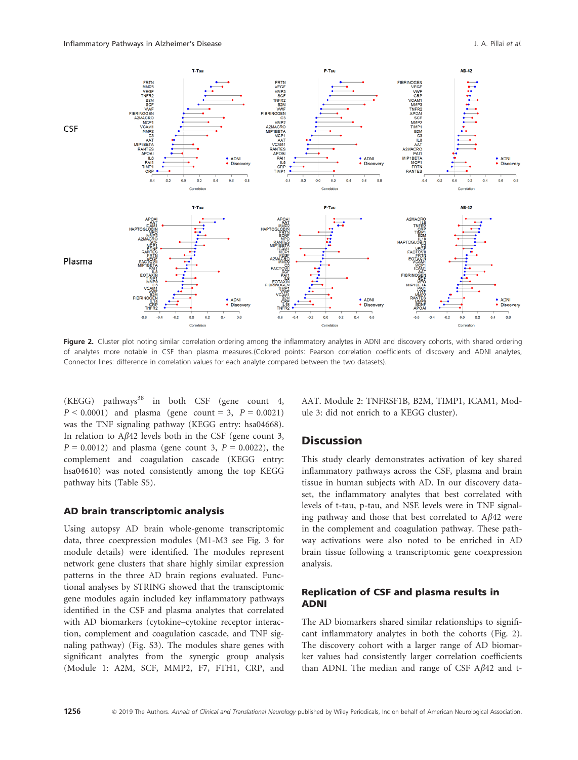**Figure 2.** Cluster plot noting similar correlation ordering among the inflammatory analytes in ADNI and discovery cohorts, with shared ordering of analytes more notable in CSF than plasma measures.(Colored points: Pearson correlation coefficients of discovery and ADNI analytes, Connector lines: difference in correlation values for each analyte compared between the two datasets).

(KEGG) pathways[38] in both CSF (gene count 4, $P < 0.0001$) and plasma (gene count = 3, $P = 0.0021$) was the TNF signaling pathway (KEGG entry: hsa04668). In relation to A$\beta$42 levels both in the CSF (gene count 3, $P = 0.0012$) and plasma (gene count 3, $P = 0.0022$), the complement and coagulation cascade (KEGG entry: hsa04610) was noted consistently among the top KEGG pathway hits (Table S5).

## AD brain transcriptomic analysis

Using autopsy AD brain whole-genome transcriptomic data, three coexpression modules (M1-M3 see Fig. 3 for module details) were identified. The modules represent network gene clusters that share highly similar expression patterns in the three AD brain regions evaluated. Functional analyses by STRING showed that the transciptomic gene modules again included key inflammatory pathways identified in the CSF and plasma analytes that correlated with AD biomarkers (cytokine–cytokine receptor interaction, complement and coagulation cascade, and TNF signaling pathway) (Fig. S3). The modules share genes with significant analytes from the synergic group analysis (Module 1: A2M, SCF, MMP2, F7, FTH1, CRP, and AAT. Module 2: TNFRSF1B, B2M, TIMP1, ICAM1, Module 3: did not enrich to a KEGG cluster).

# Discussion

This study clearly demonstrates activation of key shared inflammatory pathways across the CSF, plasma and brain tissue in human subjects with AD. In our discovery dataset, the inflammatory analytes that best correlated with levels of t-tau, p-tau, and NSE levels were in TNF signaling pathway and those that best correlated to A$\beta$42 were in the complement and coagulation pathway. These pathway activations were also noted to be enriched in AD brain tissue following a transcriptomic gene coexpression analysis.

## Replication of CSF and plasma results in ADNI

The AD biomarkers shared similar relationships to significant inflammatory analytes in both the cohorts (Fig. 2). The discovery cohort with a larger range of AD biomarker values had consistently larger correlation coefficients than ADNI. The median and range of CSF A$\beta$42 and t-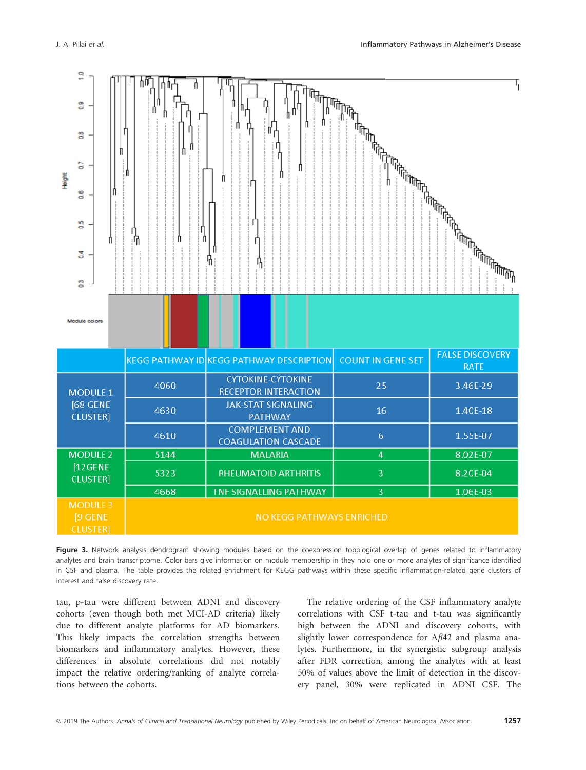| | KEGG PATHWAY ID | KEGG PATHWAY DESCRIPTION | COUNT IN GENE SET | FALSE DISCOVERY RATE |
|---|---|---|---|---|
| MODULE 1 [68 GENE CLUSTER] | 4060 | CYTOKINE-CYTOKINE RECEPTOR INTERACTION | 25 | 3.46E-29 |
| | 4630 | JAK-STAT SIGNALING PATHWAY | 16 | 1.40E-18 |
| | 4610 | COMPLEMENT AND COAGULATION CASCADE | 6 | 1.55E-07 |
| MODULE 2 [12GENE CLUSTER] | 5144 | MALARIA | 4 | 8.02E-07 |
| | 5323 | RHEUMATOID ARTHRITIS | 3 | 8.20E-04 |
| | 4668 | TNF SIGNALLING PATHWAY | 3 | 1.06E-03 |
| MODULE 3 [9 GENE CLUSTER] | NO KEGG PATHWAYS ENRICHED | | | |

**Figure 3.** Network analysis dendrogram showing modules based on the coexpression topological overlap of genes related to inflammatory analytes and brain transcriptome. Color bars give information on module membership in they hold one or more analytes of significance identified in CSF and plasma. The table provides the related enrichment for KEGG pathways within these specific inflammation-related gene clusters of interest and false discovery rate.

tau, p-tau were different between ADNI and discovery cohorts (even though both met MCI-AD criteria) likely due to different analyte platforms for AD biomarkers. This likely impacts the correlation strengths between biomarkers and inflammatory analytes. However, these differences in absolute correlations did not notably impact the relative ordering/ranking of analyte correlations between the cohorts.

The relative ordering of the CSF inflammatory analyte correlations with CSF t-tau and t-tau was significantly high between the ADNI and discovery cohorts, with slightly lower correspondence for A$\beta$42 and plasma analytes. Furthermore, in the synergistic subgroup analysis after FDR correction, among the analytes with at least 50% of values above the limit of detection in the discovery panel, 30% were replicated in ADNI CSF. The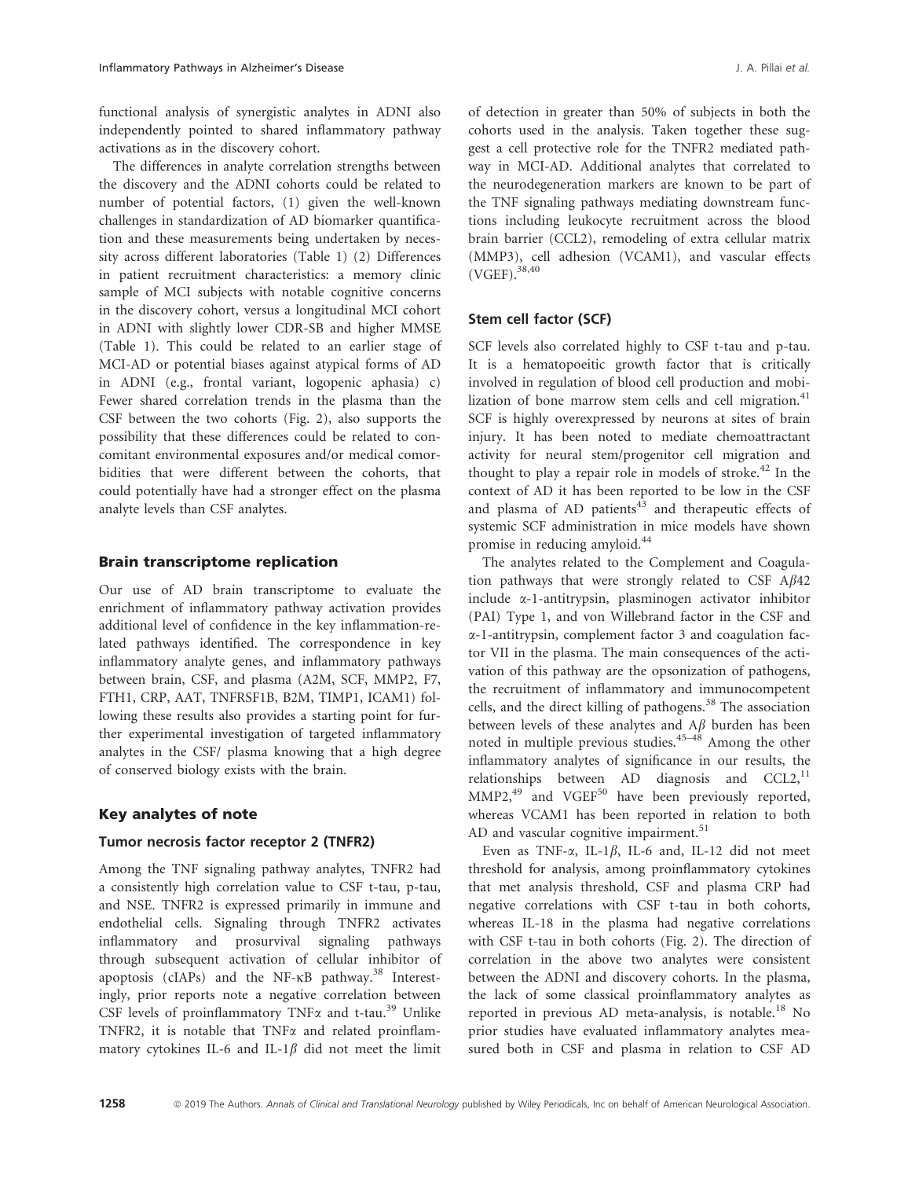functional analysis of synergistic analytes in ADNI also independently pointed to shared inflammatory pathway activations as in the discovery cohort.

The differences in analyte correlation strengths between the discovery and the ADNI cohorts could be related to number of potential factors, (1) given the well-known challenges in standardization of AD biomarker quantification and these measurements being undertaken by necessity across different laboratories (Table 1) (2) Differences in patient recruitment characteristics: a memory clinic sample of MCI subjects with notable cognitive concerns in the discovery cohort, versus a longitudinal MCI cohort in ADNI with slightly lower CDR-SB and higher MMSE (Table 1). This could be related to an earlier stage of MCI-AD or potential biases against atypical forms of AD in ADNI (e.g., frontal variant, logopenic aphasia) c) Fewer shared correlation trends in the plasma than the CSF between the two cohorts (Fig. 2), also supports the possibility that these differences could be related to concomitant environmental exposures and/or medical comorbidities that were different between the cohorts, that could potentially have had a stronger effect on the plasma analyte levels than CSF analytes.

## Brain transcriptome replication

Our use of AD brain transcriptome to evaluate the enrichment of inflammatory pathway activation provides additional level of confidence in the key inflammation-related pathways identified. The correspondence in key inflammatory analyte genes, and inflammatory pathways between brain, CSF, and plasma (A2M, SCF, MMP2, F7, FTH1, CRP, AAT, TNFRSF1B, B2M, TIMP1, ICAM1) following these results also provides a starting point for further experimental investigation of targeted inflammatory analytes in the CSF/ plasma knowing that a high degree of conserved biology exists with the brain.

## Key analytes of note

### Tumor necrosis factor receptor 2 (TNFR2)

Among the TNF signaling pathway analytes, TNFR2 had a consistently high correlation value to CSF t-tau, p-tau, and NSE. TNFR2 is expressed primarily in immune and endothelial cells. Signaling through TNFR2 activates inflammatory and prosurvival signaling pathways through subsequent activation of cellular inhibitor of apoptosis (cIAPs) and the NF-κB pathway.[38] Interestingly, prior reports note a negative correlation between CSF levels of proinflammatory TNFα and t-tau.[39] Unlike TNFR2, it is notable that TNFα and related proinflammatory cytokines IL-6 and IL-1β did not meet the limit of detection in greater than 50% of subjects in both the cohorts used in the analysis. Taken together these suggest a cell protective role for the TNFR2 mediated pathway in MCI-AD. Additional analytes that correlated to the neurodegeneration markers are known to be part of the TNF signaling pathways mediating downstream functions including leukocyte recruitment across the blood brain barrier (CCL2), remodeling of extra cellular matrix (MMP3), cell adhesion (VCAM1), and vascular effects (VGEF).[38,40]

### Stem cell factor (SCF)

SCF levels also correlated highly to CSF t-tau and p-tau. It is a hematopoeitic growth factor that is critically involved in regulation of blood cell production and mobilization of bone marrow stem cells and cell migration.[41] SCF is highly overexpressed by neurons at sites of brain injury. It has been noted to mediate chemoattractant activity for neural stem/progenitor cell migration and thought to play a repair role in models of stroke.[42] In the context of AD it has been reported to be low in the CSF and plasma of AD patients[43] and therapeutic effects of systemic SCF administration in mice models have shown promise in reducing amyloid.[44]

The analytes related to the Complement and Coagulation pathways that were strongly related to CSF Aβ42 include α-1-antitrypsin, plasminogen activator inhibitor (PAI) Type 1, and von Willebrand factor in the CSF and α-1-antitrypsin, complement factor 3 and coagulation factor VII in the plasma. The main consequences of the activation of this pathway are the opsonization of pathogens, the recruitment of inflammatory and immunocompetent cells, and the direct killing of pathogens.[38] The association between levels of these analytes and Aβ burden has been noted in multiple previous studies.[45–48] Among the other inflammatory analytes of significance in our results, the relationships between AD diagnosis and CCL2,[11] MMP2,[49] and VGEF[50] have been previously reported, whereas VCAM1 has been reported in relation to both AD and vascular cognitive impairment.[51]

Even as TNF-α, IL-1β, IL-6 and, IL-12 did not meet threshold for analysis, among proinflammatory cytokines that met analysis threshold, CSF and plasma CRP had negative correlations with CSF t-tau in both cohorts, whereas IL-18 in the plasma had negative correlations with CSF t-tau in both cohorts (Fig. 2). The direction of correlation in the above two analytes were consistent between the ADNI and discovery cohorts. In the plasma, the lack of some classical proinflammatory analytes as reported in previous AD meta-analysis, is notable.[18] No prior studies have evaluated inflammatory analytes measured both in CSF and plasma in relation to CSF AD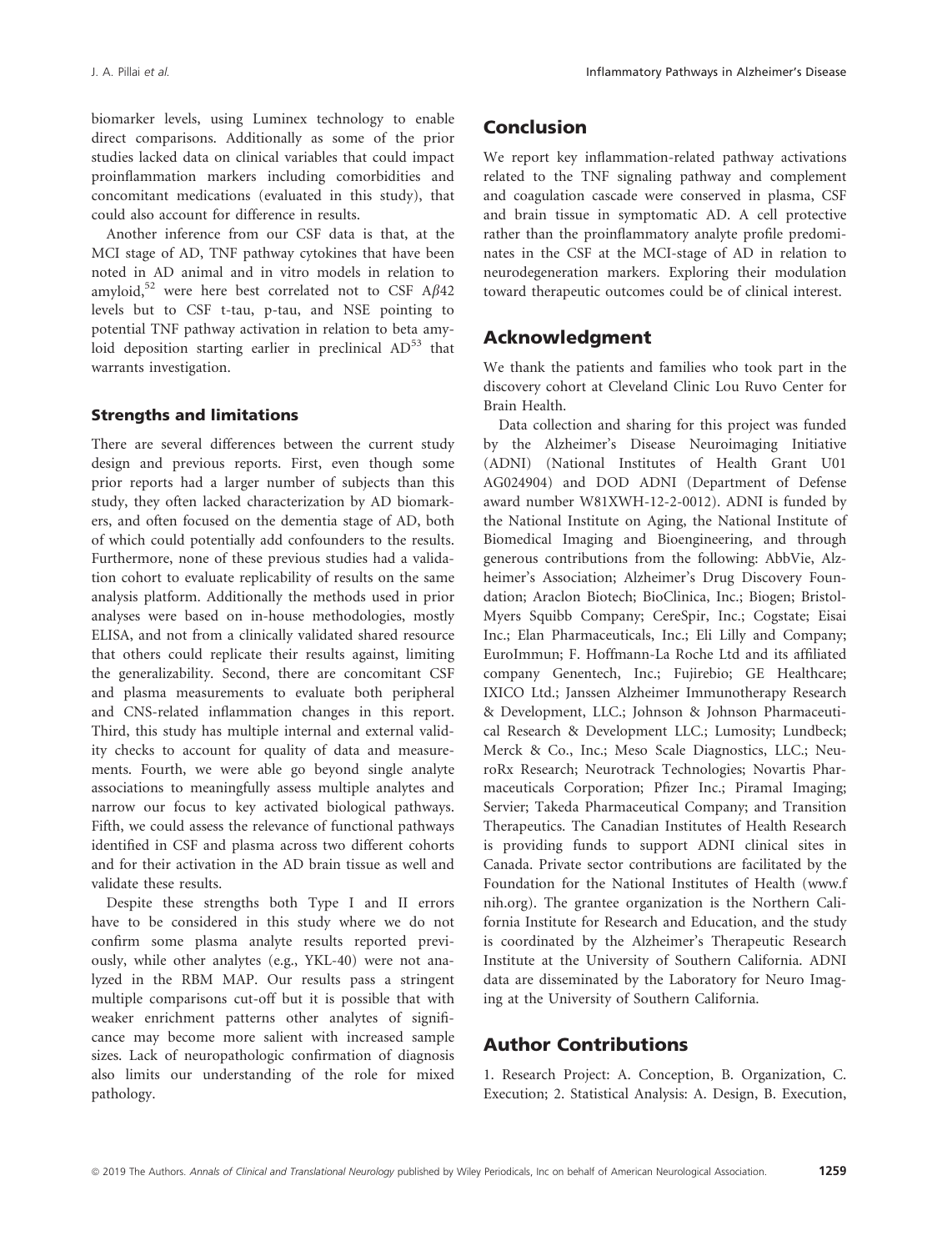biomarker levels, using Luminex technology to enable direct comparisons. Additionally as some of the prior studies lacked data on clinical variables that could impact proinflammation markers including comorbidities and concomitant medications (evaluated in this study), that could also account for difference in results.

Another inference from our CSF data is that, at the MCI stage of AD, TNF pathway cytokines that have been noted in AD animal and in vitro models in relation to amyloid,[52] were here best correlated not to CSF A$\beta$42 levels but to CSF t-tau, p-tau, and NSE pointing to potential TNF pathway activation in relation to beta amyloid deposition starting earlier in preclinical AD[53] that warrants investigation.

### Strengths and limitations

There are several differences between the current study design and previous reports. First, even though some prior reports had a larger number of subjects than this study, they often lacked characterization by AD biomarkers, and often focused on the dementia stage of AD, both of which could potentially add confounders to the results. Furthermore, none of these previous studies had a validation cohort to evaluate replicability of results on the same analysis platform. Additionally the methods used in prior analyses were based on in-house methodologies, mostly ELISA, and not from a clinically validated shared resource that others could replicate their results against, limiting the generalizability. Second, there are concomitant CSF and plasma measurements to evaluate both peripheral and CNS-related inflammation changes in this report. Third, this study has multiple internal and external validity checks to account for quality of data and measurements. Fourth, we were able go beyond single analyte associations to meaningfully assess multiple analytes and narrow our focus to key activated biological pathways. Fifth, we could assess the relevance of functional pathways identified in CSF and plasma across two different cohorts and for their activation in the AD brain tissue as well and validate these results.

Despite these strengths both Type I and II errors have to be considered in this study where we do not confirm some plasma analyte results reported previously, while other analytes (e.g., YKL-40) were not analyzed in the RBM MAP. Our results pass a stringent multiple comparisons cut-off but it is possible that with weaker enrichment patterns other analytes of significance may become more salient with increased sample sizes. Lack of neuropathologic confirmation of diagnosis also limits our understanding of the role for mixed pathology.

## Conclusion

We report key inflammation-related pathway activations related to the TNF signaling pathway and complement and coagulation cascade were conserved in plasma, CSF and brain tissue in symptomatic AD. A cell protective rather than the proinflammatory analyte profile predominates in the CSF at the MCI-stage of AD in relation to neurodegeneration markers. Exploring their modulation toward therapeutic outcomes could be of clinical interest.

## Acknowledgment

We thank the patients and families who took part in the discovery cohort at Cleveland Clinic Lou Ruvo Center for Brain Health.

Data collection and sharing for this project was funded by the Alzheimer's Disease Neuroimaging Initiative (ADNI) (National Institutes of Health Grant U01 AG024904) and DOD ADNI (Department of Defense award number W81XWH-12-2-0012). ADNI is funded by the National Institute on Aging, the National Institute of Biomedical Imaging and Bioengineering, and through generous contributions from the following: AbbVie, Alzheimer's Association; Alzheimer's Drug Discovery Foundation; Araclon Biotech; BioClinica, Inc.; Biogen; Bristol-Myers Squibb Company; CereSpir, Inc.; Cogstate; Eisai Inc.; Elan Pharmaceuticals, Inc.; Eli Lilly and Company; EuroImmun; F. Hoffmann-La Roche Ltd and its affiliated company Genentech, Inc.; Fujirebio; GE Healthcare; IXICO Ltd.; Janssen Alzheimer Immunotherapy Research & Development, LLC.; Johnson & Johnson Pharmaceutical Research & Development LLC.; Lumosity; Lundbeck; Merck & Co., Inc.; Meso Scale Diagnostics, LLC.; NeuroRx Research; Neurotrack Technologies; Novartis Pharmaceuticals Corporation; Pfizer Inc.; Piramal Imaging; Servier; Takeda Pharmaceutical Company; and Transition Therapeutics. The Canadian Institutes of Health Research is providing funds to support ADNI clinical sites in Canada. Private sector contributions are facilitated by the Foundation for the National Institutes of Health (www.fnih.org). The grantee organization is the Northern California Institute for Research and Education, and the study is coordinated by the Alzheimer's Therapeutic Research Institute at the University of Southern California. ADNI data are disseminated by the Laboratory for Neuro Imaging at the University of Southern California.

## Author Contributions

1. Research Project: A. Conception, B. Organization, C. Execution; 2. Statistical Analysis: A. Design, B. Execution,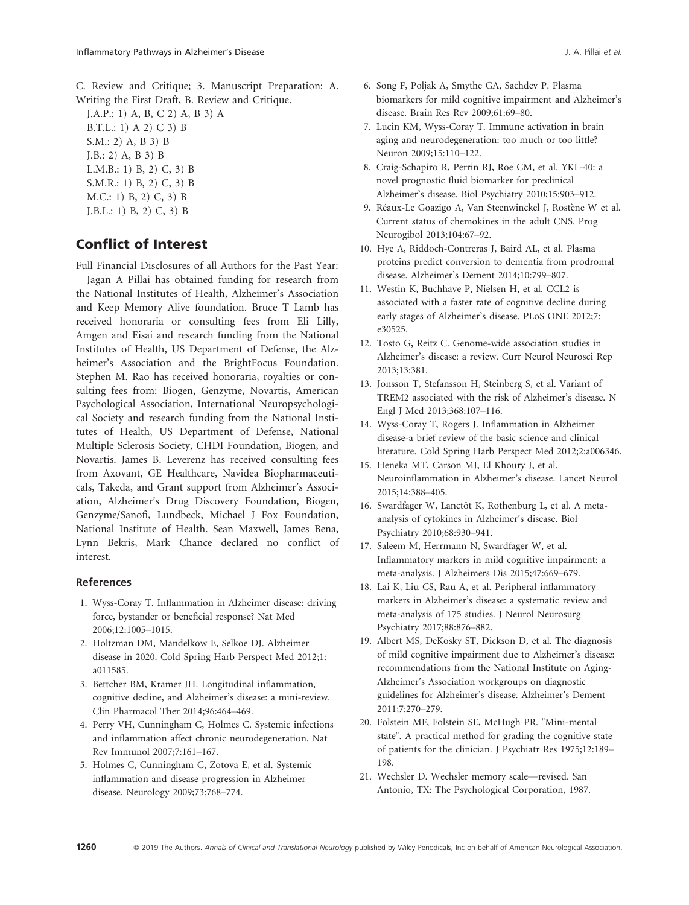C. Review and Critique; 3. Manuscript Preparation: A. Writing the First Draft, B. Review and Critique.

J.A.P.: 1) A, B, C 2) A, B 3) A
B.T.L.: 1) A 2) C 3) B
S.M.: 2) A, B 3) B
J.B.: 2) A, B 3) B
L.M.B.: 1) B, 2) C, 3) B
S.M.R.: 1) B, 2) C, 3) B
M.C.: 1) B, 2) C, 3) B
J.B.L.: 1) B, 2) C, 3) B

## Conflict of Interest

Full Financial Disclosures of all Authors for the Past Year:

Jagan A Pillai has obtained funding for research from the National Institutes of Health, Alzheimer's Association and Keep Memory Alive foundation. Bruce T Lamb has received honoraria or consulting fees from Eli Lilly, Amgen and Eisai and research funding from the National Institutes of Health, US Department of Defense, the Alzheimer's Association and the BrightFocus Foundation. Stephen M. Rao has received honoraria, royalties or consulting fees from: Biogen, Genzyme, Novartis, American Psychological Association, International Neuropsychological Society and research funding from the National Institutes of Health, US Department of Defense, National Multiple Sclerosis Society, CHDI Foundation, Biogen, and Novartis. James B. Leverenz has received consulting fees from Axovant, GE Healthcare, Navidea Biopharmaceuticals, Takeda, and Grant support from Alzheimer's Association, Alzheimer's Drug Discovery Foundation, Biogen, Genzyme/Sanofi, Lundbeck, Michael J Fox Foundation, National Institute of Health. Sean Maxwell, James Bena, Lynn Bekris, Mark Chance declared no conflict of interest.

### References

1. Wyss-Coray T. Inflammation in Alzheimer disease: driving force, bystander or beneficial response? Nat Med 2006;12:1005–1015.
2. Holtzman DM, Mandelkow E, Selkoe DJ. Alzheimer disease in 2020. Cold Spring Harb Perspect Med 2012;1: a011585.
3. Bettcher BM, Kramer JH. Longitudinal inflammation, cognitive decline, and Alzheimer's disease: a mini-review. Clin Pharmacol Ther 2014;96:464–469.
4. Perry VH, Cunningham C, Holmes C. Systemic infections and inflammation affect chronic neurodegeneration. Nat Rev Immunol 2007;7:161–167.
5. Holmes C, Cunningham C, Zotova E, et al. Systemic inflammation and disease progression in Alzheimer disease. Neurology 2009;73:768–774.
6. Song F, Poljak A, Smythe GA, Sachdev P. Plasma biomarkers for mild cognitive impairment and Alzheimer's disease. Brain Res Rev 2009;61:69–80.
7. Lucin KM, Wyss-Coray T. Immune activation in brain aging and neurodegeneration: too much or too little? Neuron 2009;15:110–122.
8. Craig-Schapiro R, Perrin RJ, Roe CM, et al. YKL-40: a novel prognostic fluid biomarker for preclinical Alzheimer's disease. Biol Psychiatry 2010;15:903–912.
9. Réaux-Le Goazigo A, Van Steenwinckel J, Rostène W et al. Current status of chemokines in the adult CNS. Prog Neurogibol 2013;104:67–92.
10. Hye A, Riddoch-Contreras J, Baird AL, et al. Plasma proteins predict conversion to dementia from prodromal disease. Alzheimer's Dement 2014;10:799–807.
11. Westin K, Buchhave P, Nielsen H, et al. CCL2 is associated with a faster rate of cognitive decline during early stages of Alzheimer's disease. PLoS ONE 2012;7: e30525.
12. Tosto G, Reitz C. Genome-wide association studies in Alzheimer's disease: a review. Curr Neurol Neurosci Rep 2013;13:381.
13. Jonsson T, Stefansson H, Steinberg S, et al. Variant of TREM2 associated with the risk of Alzheimer's disease. N Engl J Med 2013;368:107–116.
14. Wyss-Coray T, Rogers J. Inflammation in Alzheimer disease-a brief review of the basic science and clinical literature. Cold Spring Harb Perspect Med 2012;2:a006346.
15. Heneka MT, Carson MJ, El Khoury J, et al. Neuroinflammation in Alzheimer's disease. Lancet Neurol 2015;14:388–405.
16. Swardfager W, Lanctôt K, Rothenburg L, et al. A meta-analysis of cytokines in Alzheimer's disease. Biol Psychiatry 2010;68:930–941.
17. Saleem M, Herrmann N, Swardfager W, et al. Inflammatory markers in mild cognitive impairment: a meta-analysis. J Alzheimers Dis 2015;47:669–679.
18. Lai K, Liu CS, Rau A, et al. Peripheral inflammatory markers in Alzheimer's disease: a systematic review and meta-analysis of 175 studies. J Neurol Neurosurg Psychiatry 2017;88:876–882.
19. Albert MS, DeKosky ST, Dickson D, et al. The diagnosis of mild cognitive impairment due to Alzheimer's disease: recommendations from the National Institute on Aging-Alzheimer's Association workgroups on diagnostic guidelines for Alzheimer's disease. Alzheimer's Dement 2011;7:270–279.
20. Folstein MF, Folstein SE, McHugh PR. "Mini-mental state". A practical method for grading the cognitive state of patients for the clinician. J Psychiatr Res 1975;12:189–198.
21. Wechsler D. Wechsler memory scale—revised. San Antonio, TX: The Psychological Corporation, 1987.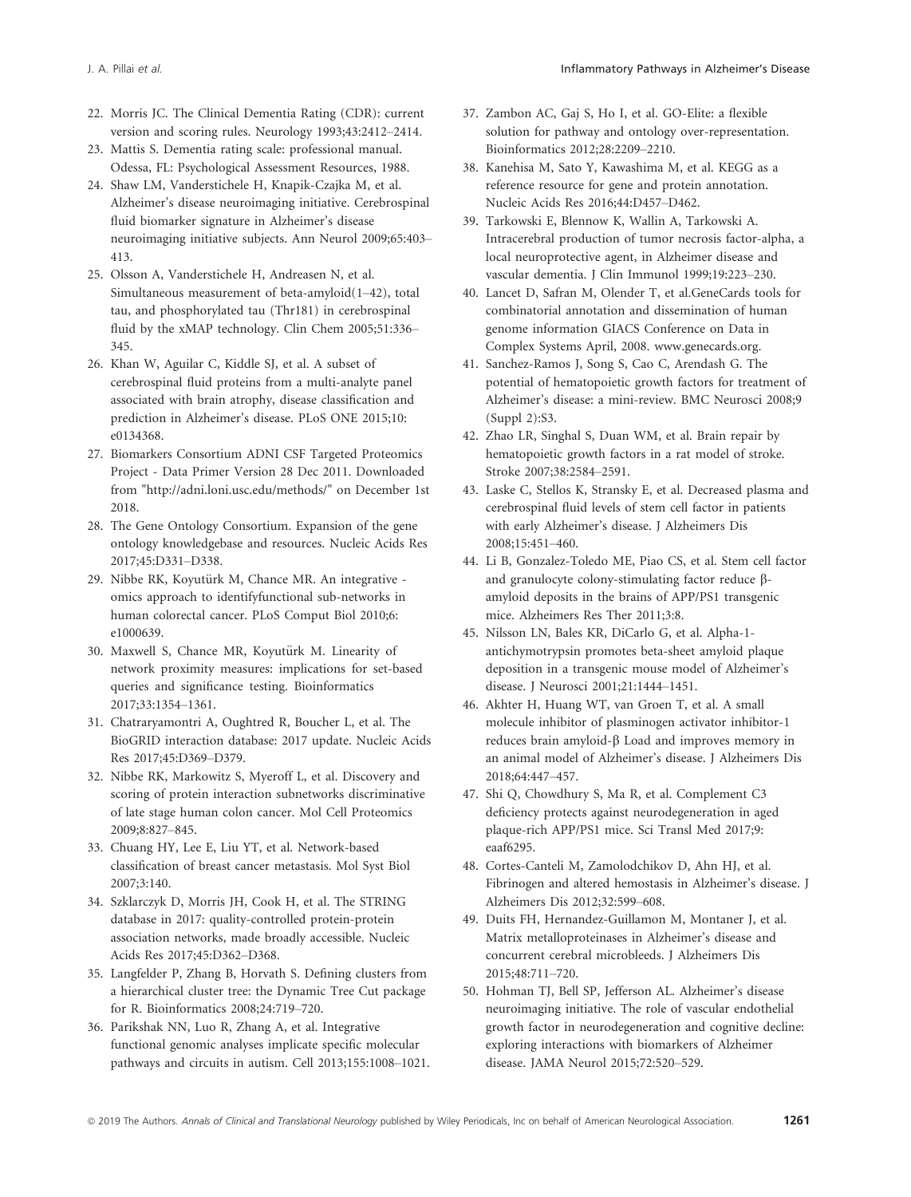22. Morris JC. The Clinical Dementia Rating (CDR): current version and scoring rules. Neurology 1993;43:2412–2414.
23. Mattis S. Dementia rating scale: professional manual. Odessa, FL: Psychological Assessment Resources, 1988.
24. Shaw LM, Vanderstichele H, Knapik-Czajka M, et al. Alzheimer's disease neuroimaging initiative. Cerebrospinal fluid biomarker signature in Alzheimer's disease neuroimaging initiative subjects. Ann Neurol 2009;65:403–413.
25. Olsson A, Vanderstichele H, Andreasen N, et al. Simultaneous measurement of beta-amyloid(1–42), total tau, and phosphorylated tau (Thr181) in cerebrospinal fluid by the xMAP technology. Clin Chem 2005;51:336–345.
26. Khan W, Aguilar C, Kiddle SJ, et al. A subset of cerebrospinal fluid proteins from a multi-analyte panel associated with brain atrophy, disease classification and prediction in Alzheimer's disease. PLoS ONE 2015;10: e0134368.
27. Biomarkers Consortium ADNI CSF Targeted Proteomics Project - Data Primer Version 28 Dec 2011. Downloaded from "http://adni.loni.usc.edu/methods/" on December 1st 2018.
28. The Gene Ontology Consortium. Expansion of the gene ontology knowledgebase and resources. Nucleic Acids Res 2017;45:D331–D338.
29. Nibbe RK, Koyutürk M, Chance MR. An integrative -omics approach to identifyfunctional sub-networks in human colorectal cancer. PLoS Comput Biol 2010;6: e1000639.
30. Maxwell S, Chance MR, Koyutürk M. Linearity of network proximity measures: implications for set-based queries and significance testing. Bioinformatics 2017;33:1354–1361.
31. Chatraryamontri A, Oughtred R, Boucher L, et al. The BioGRID interaction database: 2017 update. Nucleic Acids Res 2017;45:D369–D379.
32. Nibbe RK, Markowitz S, Myeroff L, et al. Discovery and scoring of protein interaction subnetworks discriminative of late stage human colon cancer. Mol Cell Proteomics 2009;8:827–845.
33. Chuang HY, Lee E, Liu YT, et al. Network-based classification of breast cancer metastasis. Mol Syst Biol 2007;3:140.
34. Szklarczyk D, Morris JH, Cook H, et al. The STRING database in 2017: quality-controlled protein-protein association networks, made broadly accessible. Nucleic Acids Res 2017;45:D362–D368.
35. Langfelder P, Zhang B, Horvath S. Defining clusters from a hierarchical cluster tree: the Dynamic Tree Cut package for R. Bioinformatics 2008;24:719–720.
36. Parikshak NN, Luo R, Zhang A, et al. Integrative functional genomic analyses implicate specific molecular pathways and circuits in autism. Cell 2013;155:1008–1021.
37. Zambon AC, Gaj S, Ho I, et al. GO-Elite: a flexible solution for pathway and ontology over-representation. Bioinformatics 2012;28:2209–2210.
38. Kanehisa M, Sato Y, Kawashima M, et al. KEGG as a reference resource for gene and protein annotation. Nucleic Acids Res 2016;44:D457–D462.
39. Tarkowski E, Blennow K, Wallin A, Tarkowski A. Intracerebral production of tumor necrosis factor-alpha, a local neuroprotective agent, in Alzheimer disease and vascular dementia. J Clin Immunol 1999;19:223–230.
40. Lancet D, Safran M, Olender T, et al.GeneCards tools for combinatorial annotation and dissemination of human genome information GIACS Conference on Data in Complex Systems April, 2008. www.genecards.org.
41. Sanchez-Ramos J, Song S, Cao C, Arendash G. The potential of hematopoietic growth factors for treatment of Alzheimer's disease: a mini-review. BMC Neurosci 2008;9 (Suppl 2):S3.
42. Zhao LR, Singhal S, Duan WM, et al. Brain repair by hematopoietic growth factors in a rat model of stroke. Stroke 2007;38:2584–2591.
43. Laske C, Stellos K, Stransky E, et al. Decreased plasma and cerebrospinal fluid levels of stem cell factor in patients with early Alzheimer's disease. J Alzheimers Dis 2008;15:451–460.
44. Li B, Gonzalez-Toledo ME, Piao CS, et al. Stem cell factor and granulocyte colony-stimulating factor reduce β-amyloid deposits in the brains of APP/PS1 transgenic mice. Alzheimers Res Ther 2011;3:8.
45. Nilsson LN, Bales KR, DiCarlo G, et al. Alpha-1-antichymotrypsin promotes beta-sheet amyloid plaque deposition in a transgenic mouse model of Alzheimer's disease. J Neurosci 2001;21:1444–1451.
46. Akhter H, Huang WT, van Groen T, et al. A small molecule inhibitor of plasminogen activator inhibitor-1 reduces brain amyloid-β Load and improves memory in an animal model of Alzheimer's disease. J Alzheimers Dis 2018;64:447–457.
47. Shi Q, Chowdhury S, Ma R, et al. Complement C3 deficiency protects against neurodegeneration in aged plaque-rich APP/PS1 mice. Sci Transl Med 2017;9: eaaf6295.
48. Cortes-Canteli M, Zamolodchikov D, Ahn HJ, et al. Fibrinogen and altered hemostasis in Alzheimer's disease. J Alzheimers Dis 2012;32:599–608.
49. Duits FH, Hernandez-Guillamon M, Montaner J, et al. Matrix metalloproteinases in Alzheimer's disease and concurrent cerebral microbleeds. J Alzheimers Dis 2015;48:711–720.
50. Hohman TJ, Bell SP, Jefferson AL. Alzheimer's disease neuroimaging initiative. The role of vascular endothelial growth factor in neurodegeneration and cognitive decline: exploring interactions with biomarkers of Alzheimer disease. JAMA Neurol 2015;72:520–529.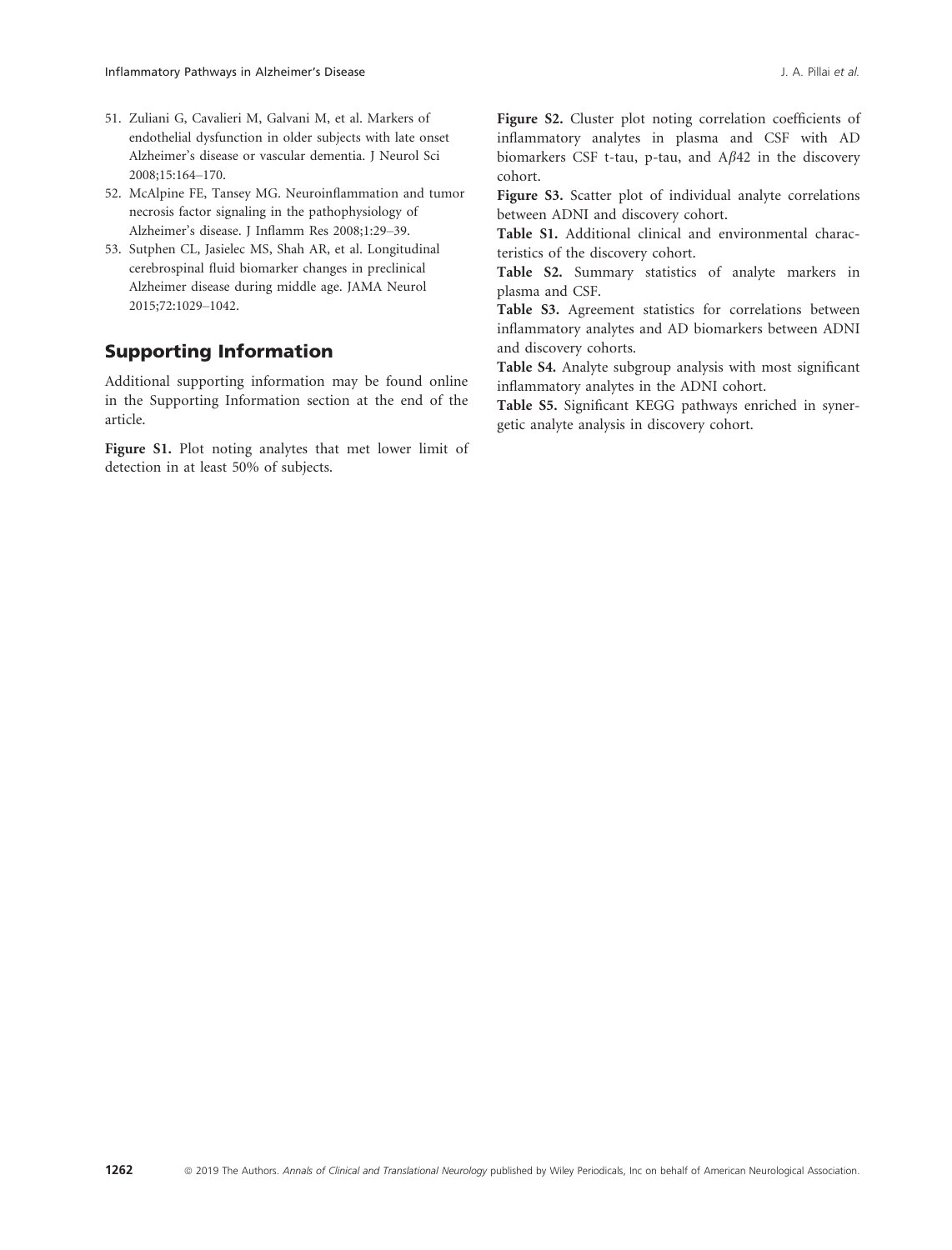51. Zuliani G, Cavalieri M, Galvani M, et al. Markers of endothelial dysfunction in older subjects with late onset Alzheimer's disease or vascular dementia. J Neurol Sci 2008;15:164–170.
52. McAlpine FE, Tansey MG. Neuroinflammation and tumor necrosis factor signaling in the pathophysiology of Alzheimer's disease. J Inflamm Res 2008;1:29–39.
53. Sutphen CL, Jasielec MS, Shah AR, et al. Longitudinal cerebrospinal fluid biomarker changes in preclinical Alzheimer disease during middle age. JAMA Neurol 2015;72:1029–1042.

## Supporting Information

Additional supporting information may be found online in the Supporting Information section at the end of the article.

**Figure S1.** Plot noting analytes that met lower limit of detection in at least 50% of subjects.

**Figure S2.** Cluster plot noting correlation coefficients of inflammatory analytes in plasma and CSF with AD biomarkers CSF t-tau, p-tau, and A$\beta$42 in the discovery cohort.

**Figure S3.** Scatter plot of individual analyte correlations between ADNI and discovery cohort.

**Table S1.** Additional clinical and environmental characteristics of the discovery cohort.

**Table S2.** Summary statistics of analyte markers in plasma and CSF.

**Table S3.** Agreement statistics for correlations between inflammatory analytes and AD biomarkers between ADNI and discovery cohorts.

**Table S4.** Analyte subgroup analysis with most significant inflammatory analytes in the ADNI cohort.

**Table S5.** Significant KEGG pathways enriched in synergetic analyte analysis in discovery cohort.